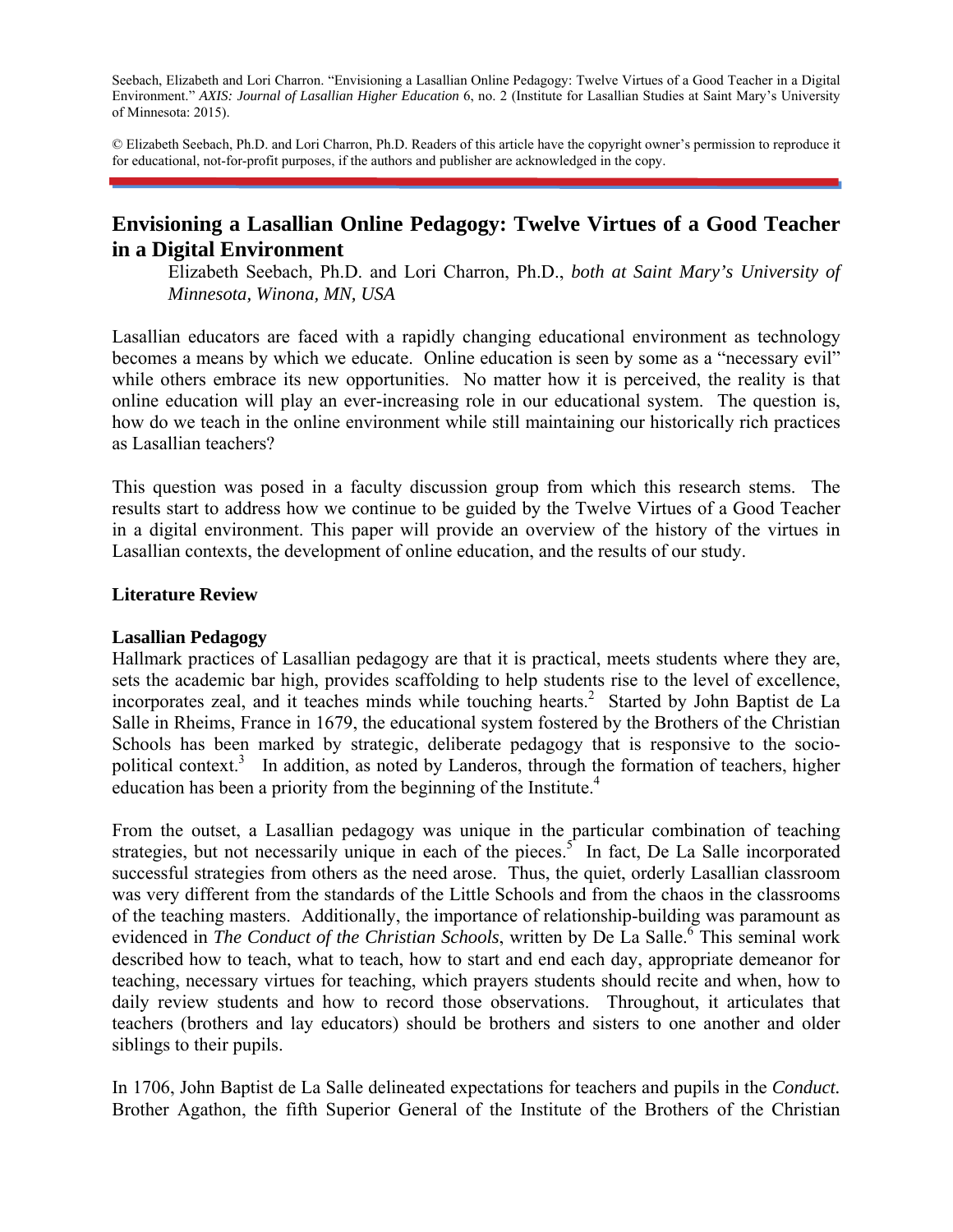Seebach, Elizabeth and Lori Charron. "Envisioning a Lasallian Online Pedagogy: Twelve Virtues of a Good Teacher in a Digital Environment." *AXIS: Journal of Lasallian Higher Education* 6, no. 2 (Institute for Lasallian Studies at Saint Mary's University of Minnesota: 2015).

© Elizabeth Seebach, Ph.D. and Lori Charron, Ph.D. Readers of this article have the copyright owner's permission to reproduce it for educational, not-for-profit purposes, if the authors and publisher are acknowledged in the copy.

# Envisioning a Lasallian Online Pedagogy: Twelve Virtues of a Good Teacher in a Digital Environment

Elizabeth Seebach, Ph.D. and Lori Charron, Ph.D., *both at Saint Mary's University of Minnesota, Winona, MN, USA*

Lasallian educators are faced with a rapidly changing educational environment as technology becomes a means by which we educate. Online education is seen by some as a "necessary evil" while others embrace its new opportunities. No matter how it is perceived, the reality is that online education will play an ever-increasing role in our educational system. The question is, how do we teach in the online environment while still maintaining our historically rich practices as Lasallian teachers?

This question was posed in a faculty discussion group from which this research stems. The results start to address how we continue to be guided by the Twelve Virtues of a Good Teacher in a digital environment. This paper will provide an overview of the history of the virtues in Lasallian contexts, the development of online education, and the results of our study.

## Literature Review

### Lasallian Pedagogy

Hallmark practices of Lasallian pedagogy are that it is practical, meets students where they are, sets the academic bar high, provides scaffolding to help students rise to the level of excellence, incorporates zeal, and it teaches minds while touching hearts.[2] Started by John Baptist de La Salle in Rheims, France in 1679, the educational system fostered by the Brothers of the Christian Schools has been marked by strategic, deliberate pedagogy that is responsive to the socio-political context.[3] In addition, as noted by Landeros, through the formation of teachers, higher education has been a priority from the beginning of the Institute.[4]

From the outset, a Lasallian pedagogy was unique in the particular combination of teaching strategies, but not necessarily unique in each of the pieces.[5] In fact, De La Salle incorporated successful strategies from others as the need arose. Thus, the quiet, orderly Lasallian classroom was very different from the standards of the Little Schools and from the chaos in the classrooms of the teaching masters. Additionally, the importance of relationship-building was paramount as evidenced in *The Conduct of the Christian Schools*, written by De La Salle.[6] This seminal work described how to teach, what to teach, how to start and end each day, appropriate demeanor for teaching, necessary virtues for teaching, which prayers students should recite and when, how to daily review students and how to record those observations. Throughout, it articulates that teachers (brothers and lay educators) should be brothers and sisters to one another and older siblings to their pupils.

In 1706, John Baptist de La Salle delineated expectations for teachers and pupils in the *Conduct.* Brother Agathon, the fifth Superior General of the Institute of the Brothers of the Christian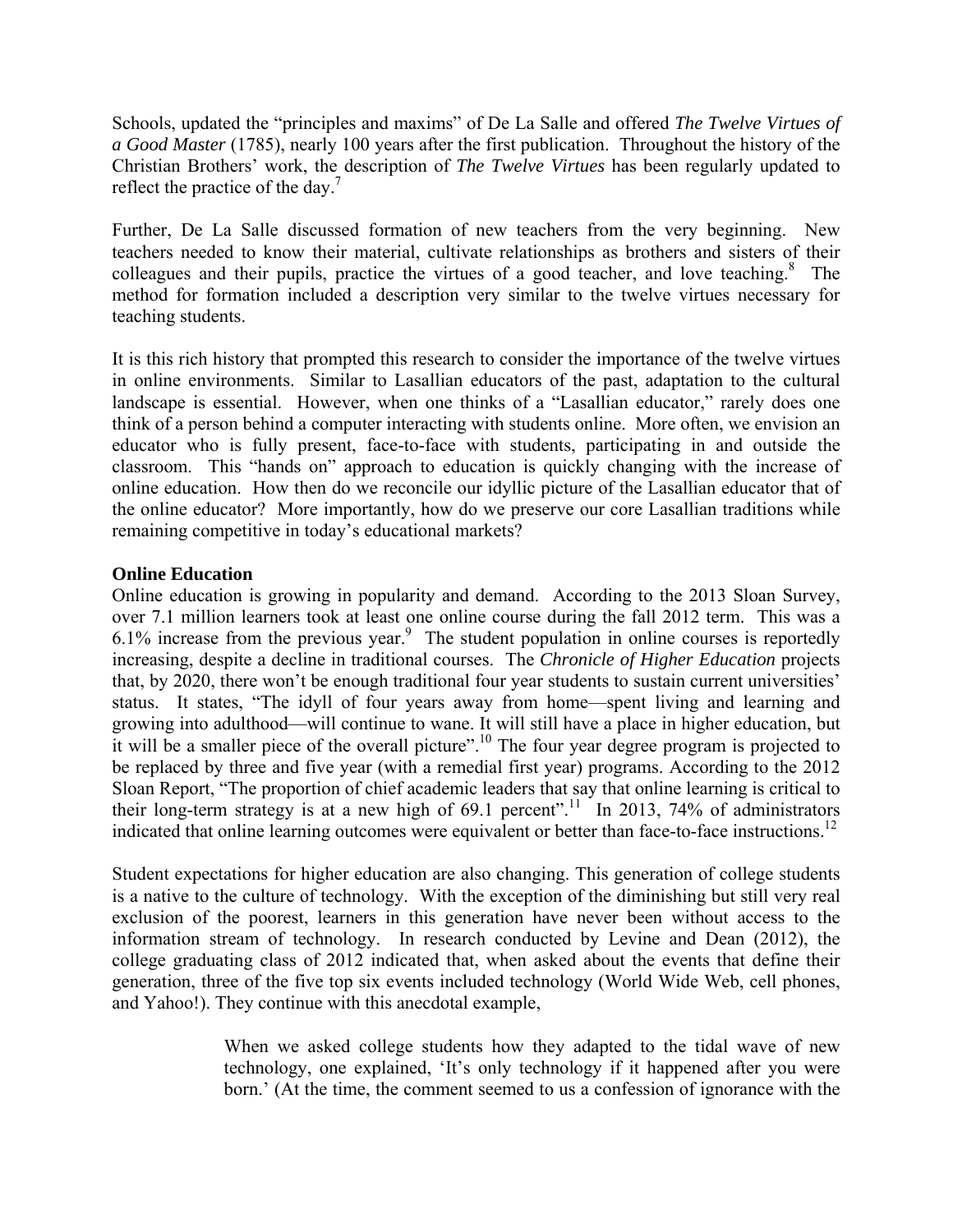Schools, updated the "principles and maxims" of De La Salle and offered *The Twelve Virtues of a Good Master* (1785), nearly 100 years after the first publication. Throughout the history of the Christian Brothers' work, the description of *The Twelve Virtues* has been regularly updated to reflect the practice of the day.[7]

Further, De La Salle discussed formation of new teachers from the very beginning. New teachers needed to know their material, cultivate relationships as brothers and sisters of their colleagues and their pupils, practice the virtues of a good teacher, and love teaching.[8] The method for formation included a description very similar to the twelve virtues necessary for teaching students.

It is this rich history that prompted this research to consider the importance of the twelve virtues in online environments. Similar to Lasallian educators of the past, adaptation to the cultural landscape is essential. However, when one thinks of a "Lasallian educator," rarely does one think of a person behind a computer interacting with students online. More often, we envision an educator who is fully present, face-to-face with students, participating in and outside the classroom. This "hands on" approach to education is quickly changing with the increase of online education. How then do we reconcile our idyllic picture of the Lasallian educator that of the online educator? More importantly, how do we preserve our core Lasallian traditions while remaining competitive in today's educational markets?

**Online Education**

Online education is growing in popularity and demand. According to the 2013 Sloan Survey, over 7.1 million learners took at least one online course during the fall 2012 term. This was a 6.1% increase from the previous year.[9] The student population in online courses is reportedly increasing, despite a decline in traditional courses. The *Chronicle of Higher Education* projects that, by 2020, there won't be enough traditional four year students to sustain current universities' status. It states, "The idyll of four years away from home—spent living and learning and growing into adulthood—will continue to wane. It will still have a place in higher education, but it will be a smaller piece of the overall picture".[10] The four year degree program is projected to be replaced by three and five year (with a remedial first year) programs. According to the 2012 Sloan Report, "The proportion of chief academic leaders that say that online learning is critical to their long-term strategy is at a new high of 69.1 percent".[11] In 2013, 74% of administrators indicated that online learning outcomes were equivalent or better than face-to-face instructions.[12]

Student expectations for higher education are also changing. This generation of college students is a native to the culture of technology. With the exception of the diminishing but still very real exclusion of the poorest, learners in this generation have never been without access to the information stream of technology. In research conducted by Levine and Dean (2012), the college graduating class of 2012 indicated that, when asked about the events that define their generation, three of the five top six events included technology (World Wide Web, cell phones, and Yahoo!). They continue with this anecdotal example,

> When we asked college students how they adapted to the tidal wave of new technology, one explained, 'It's only technology if it happened after you were born.' (At the time, the comment seemed to us a confession of ignorance with the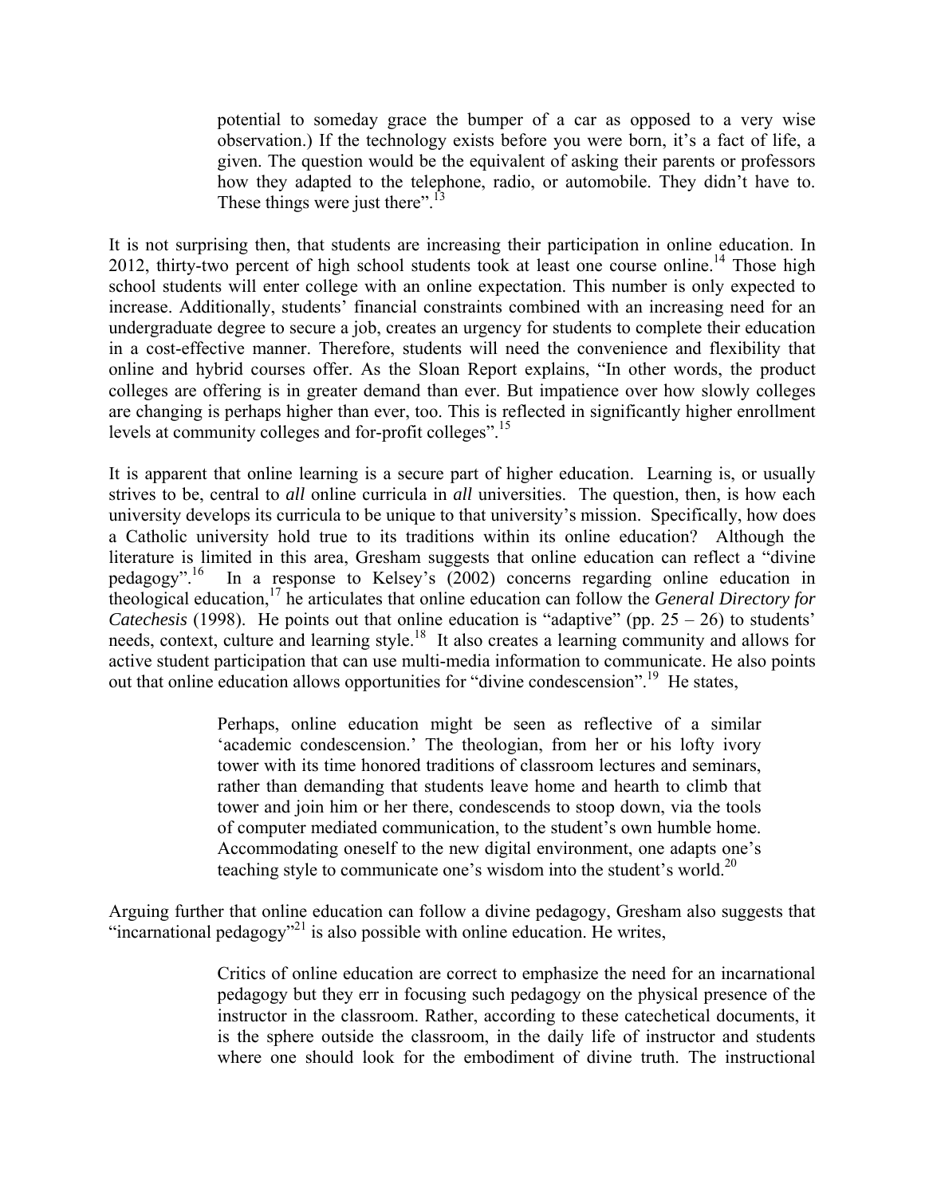> potential to someday grace the bumper of a car as opposed to a very wise observation.) If the technology exists before you were born, it's a fact of life, a given. The question would be the equivalent of asking their parents or professors how they adapted to the telephone, radio, or automobile. They didn't have to. These things were just there".[13]

It is not surprising then, that students are increasing their participation in online education. In 2012, thirty-two percent of high school students took at least one course online.[14] Those high school students will enter college with an online expectation. This number is only expected to increase. Additionally, students' financial constraints combined with an increasing need for an undergraduate degree to secure a job, creates an urgency for students to complete their education in a cost-effective manner. Therefore, students will need the convenience and flexibility that online and hybrid courses offer. As the Sloan Report explains, "In other words, the product colleges are offering is in greater demand than ever. But impatience over how slowly colleges are changing is perhaps higher than ever, too. This is reflected in significantly higher enrollment levels at community colleges and for-profit colleges".[15]

It is apparent that online learning is a secure part of higher education. Learning is, or usually strives to be, central to *all* online curricula in *all* universities. The question, then, is how each university develops its curricula to be unique to that university's mission. Specifically, how does a Catholic university hold true to its traditions within its online education? Although the literature is limited in this area, Gresham suggests that online education can reflect a "divine pedagogy".[16] In a response to Kelsey's (2002) concerns regarding online education in theological education,[17] he articulates that online education can follow the *General Directory for Catechesis* (1998). He points out that online education is "adaptive" (pp. 25 – 26) to students' needs, context, culture and learning style.[18] It also creates a learning community and allows for active student participation that can use multi-media information to communicate. He also points out that online education allows opportunities for "divine condescension".[19] He states,

> Perhaps, online education might be seen as reflective of a similar 'academic condescension.' The theologian, from her or his lofty ivory tower with its time honored traditions of classroom lectures and seminars, rather than demanding that students leave home and hearth to climb that tower and join him or her there, condescends to stoop down, via the tools of computer mediated communication, to the student's own humble home. Accommodating oneself to the new digital environment, one adapts one's teaching style to communicate one's wisdom into the student's world.[20]

Arguing further that online education can follow a divine pedagogy, Gresham also suggests that "incarnational pedagogy"[21] is also possible with online education. He writes,

> Critics of online education are correct to emphasize the need for an incarnational pedagogy but they err in focusing such pedagogy on the physical presence of the instructor in the classroom. Rather, according to these catechetical documents, it is the sphere outside the classroom, in the daily life of instructor and students where one should look for the embodiment of divine truth. The instructional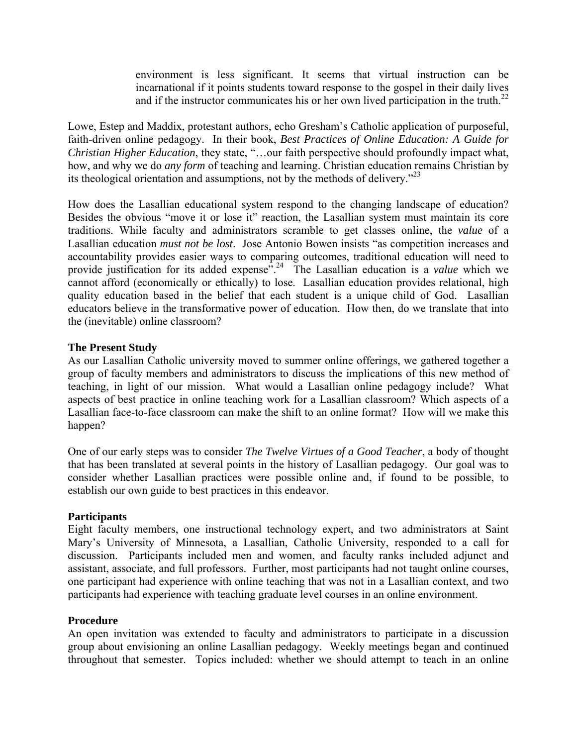> environment is less significant. It seems that virtual instruction can be incarnational if it points students toward response to the gospel in their daily lives and if the instructor communicates his or her own lived participation in the truth.[22]

Lowe, Estep and Maddix, protestant authors, echo Gresham's Catholic application of purposeful, faith-driven online pedagogy. In their book, *Best Practices of Online Education: A Guide for Christian Higher Education*, they state, "…our faith perspective should profoundly impact what, how, and why we do *any form* of teaching and learning. Christian education remains Christian by its theological orientation and assumptions, not by the methods of delivery."[23]

How does the Lasallian educational system respond to the changing landscape of education? Besides the obvious "move it or lose it" reaction, the Lasallian system must maintain its core traditions. While faculty and administrators scramble to get classes online, the *value* of a Lasallian education *must not be lost*. Jose Antonio Bowen insists "as competition increases and accountability provides easier ways to comparing outcomes, traditional education will need to provide justification for its added expense".[24] The Lasallian education is a *value* which we cannot afford (economically or ethically) to lose. Lasallian education provides relational, high quality education based in the belief that each student is a unique child of God. Lasallian educators believe in the transformative power of education. How then, do we translate that into the (inevitable) online classroom?

**The Present Study**

As our Lasallian Catholic university moved to summer online offerings, we gathered together a group of faculty members and administrators to discuss the implications of this new method of teaching, in light of our mission. What would a Lasallian online pedagogy include? What aspects of best practice in online teaching work for a Lasallian classroom? Which aspects of a Lasallian face-to-face classroom can make the shift to an online format? How will we make this happen?

One of our early steps was to consider *The Twelve Virtues of a Good Teacher*, a body of thought that has been translated at several points in the history of Lasallian pedagogy. Our goal was to consider whether Lasallian practices were possible online and, if found to be possible, to establish our own guide to best practices in this endeavor.

**Participants**

Eight faculty members, one instructional technology expert, and two administrators at Saint Mary's University of Minnesota, a Lasallian, Catholic University, responded to a call for discussion. Participants included men and women, and faculty ranks included adjunct and assistant, associate, and full professors. Further, most participants had not taught online courses, one participant had experience with online teaching that was not in a Lasallian context, and two participants had experience with teaching graduate level courses in an online environment.

**Procedure**

An open invitation was extended to faculty and administrators to participate in a discussion group about envisioning an online Lasallian pedagogy. Weekly meetings began and continued throughout that semester. Topics included: whether we should attempt to teach in an online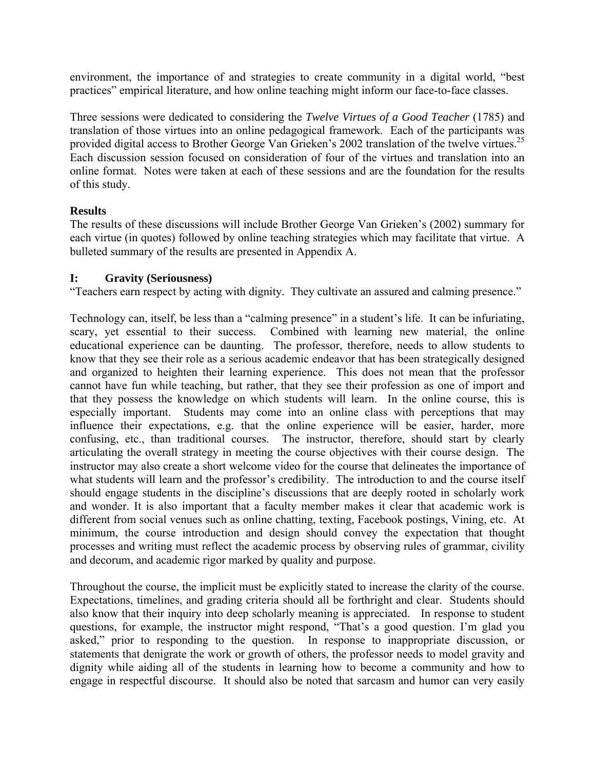environment, the importance of and strategies to create community in a digital world, "best practices" empirical literature, and how online teaching might inform our face-to-face classes.

Three sessions were dedicated to considering the *Twelve Virtues of a Good Teacher* (1785) and translation of those virtues into an online pedagogical framework. Each of the participants was provided digital access to Brother George Van Grieken's 2002 translation of the twelve virtues.[25] Each discussion session focused on consideration of four of the virtues and translation into an online format. Notes were taken at each of these sessions and are the foundation for the results of this study.

**Results**

The results of these discussions will include Brother George Van Grieken's (2002) summary for each virtue (in quotes) followed by online teaching strategies which may facilitate that virtue. A bulleted summary of the results are presented in Appendix A.

**I: Gravity (Seriousness)**

"Teachers earn respect by acting with dignity. They cultivate an assured and calming presence."

Technology can, itself, be less than a "calming presence" in a student's life. It can be infuriating, scary, yet essential to their success. Combined with learning new material, the online educational experience can be daunting. The professor, therefore, needs to allow students to know that they see their role as a serious academic endeavor that has been strategically designed and organized to heighten their learning experience. This does not mean that the professor cannot have fun while teaching, but rather, that they see their profession as one of import and that they possess the knowledge on which students will learn. In the online course, this is especially important. Students may come into an online class with perceptions that may influence their expectations, e.g. that the online experience will be easier, harder, more confusing, etc., than traditional courses. The instructor, therefore, should start by clearly articulating the overall strategy in meeting the course objectives with their course design. The instructor may also create a short welcome video for the course that delineates the importance of what students will learn and the professor's credibility. The introduction to and the course itself should engage students in the discipline's discussions that are deeply rooted in scholarly work and wonder. It is also important that a faculty member makes it clear that academic work is different from social venues such as online chatting, texting, Facebook postings, Vining, etc. At minimum, the course introduction and design should convey the expectation that thought processes and writing must reflect the academic process by observing rules of grammar, civility and decorum, and academic rigor marked by quality and purpose.

Throughout the course, the implicit must be explicitly stated to increase the clarity of the course. Expectations, timelines, and grading criteria should all be forthright and clear. Students should also know that their inquiry into deep scholarly meaning is appreciated. In response to student questions, for example, the instructor might respond, "That's a good question. I'm glad you asked," prior to responding to the question. In response to inappropriate discussion, or statements that denigrate the work or growth of others, the professor needs to model gravity and dignity while aiding all of the students in learning how to become a community and how to engage in respectful discourse. It should also be noted that sarcasm and humor can very easily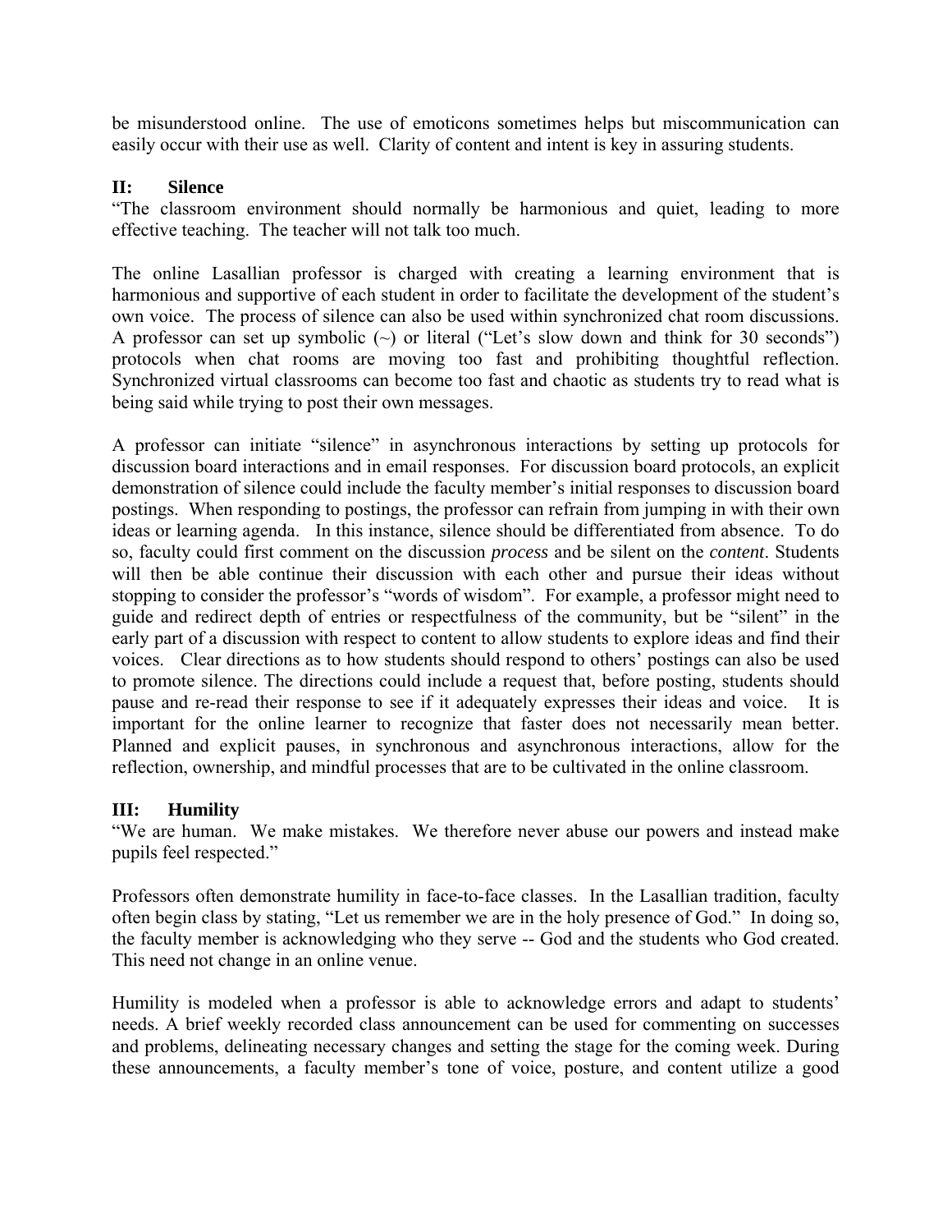be misunderstood online. The use of emoticons sometimes helps but miscommunication can easily occur with their use as well. Clarity of content and intent is key in assuring students.

### II: Silence

"The classroom environment should normally be harmonious and quiet, leading to more effective teaching. The teacher will not talk too much.

The online Lasallian professor is charged with creating a learning environment that is harmonious and supportive of each student in order to facilitate the development of the student's own voice. The process of silence can also be used within synchronized chat room discussions. A professor can set up symbolic (~) or literal ("Let's slow down and think for 30 seconds") protocols when chat rooms are moving too fast and prohibiting thoughtful reflection. Synchronized virtual classrooms can become too fast and chaotic as students try to read what is being said while trying to post their own messages.

A professor can initiate "silence" in asynchronous interactions by setting up protocols for discussion board interactions and in email responses. For discussion board protocols, an explicit demonstration of silence could include the faculty member's initial responses to discussion board postings. When responding to postings, the professor can refrain from jumping in with their own ideas or learning agenda. In this instance, silence should be differentiated from absence. To do so, faculty could first comment on the discussion *process* and be silent on the *content*. Students will then be able continue their discussion with each other and pursue their ideas without stopping to consider the professor's "words of wisdom". For example, a professor might need to guide and redirect depth of entries or respectfulness of the community, but be "silent" in the early part of a discussion with respect to content to allow students to explore ideas and find their voices. Clear directions as to how students should respond to others' postings can also be used to promote silence. The directions could include a request that, before posting, students should pause and re-read their response to see if it adequately expresses their ideas and voice. It is important for the online learner to recognize that faster does not necessarily mean better. Planned and explicit pauses, in synchronous and asynchronous interactions, allow for the reflection, ownership, and mindful processes that are to be cultivated in the online classroom.

### III: Humility

"We are human. We make mistakes. We therefore never abuse our powers and instead make pupils feel respected."

Professors often demonstrate humility in face-to-face classes. In the Lasallian tradition, faculty often begin class by stating, "Let us remember we are in the holy presence of God." In doing so, the faculty member is acknowledging who they serve -- God and the students who God created. This need not change in an online venue.

Humility is modeled when a professor is able to acknowledge errors and adapt to students' needs. A brief weekly recorded class announcement can be used for commenting on successes and problems, delineating necessary changes and setting the stage for the coming week. During these announcements, a faculty member's tone of voice, posture, and content utilize a good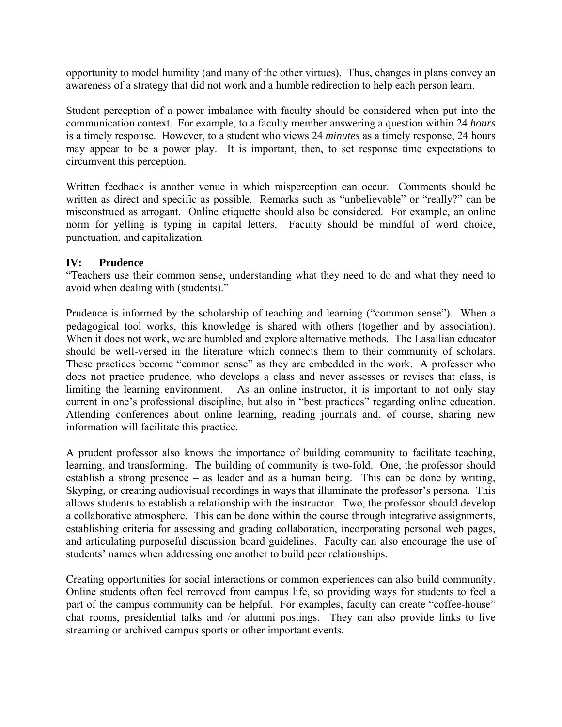opportunity to model humility (and many of the other virtues). Thus, changes in plans convey an awareness of a strategy that did not work and a humble redirection to help each person learn.

Student perception of a power imbalance with faculty should be considered when put into the communication context. For example, to a faculty member answering a question within 24 *hours* is a timely response. However, to a student who views 24 *minutes* as a timely response, 24 hours may appear to be a power play. It is important, then, to set response time expectations to circumvent this perception.

Written feedback is another venue in which misperception can occur. Comments should be written as direct and specific as possible. Remarks such as "unbelievable" or "really?" can be misconstrued as arrogant. Online etiquette should also be considered. For example, an online norm for yelling is typing in capital letters. Faculty should be mindful of word choice, punctuation, and capitalization.

### IV: Prudence

"Teachers use their common sense, understanding what they need to do and what they need to avoid when dealing with (students)."

Prudence is informed by the scholarship of teaching and learning ("common sense"). When a pedagogical tool works, this knowledge is shared with others (together and by association). When it does not work, we are humbled and explore alternative methods. The Lasallian educator should be well-versed in the literature which connects them to their community of scholars. These practices become "common sense" as they are embedded in the work. A professor who does not practice prudence, who develops a class and never assesses or revises that class, is limiting the learning environment. As an online instructor, it is important to not only stay current in one's professional discipline, but also in "best practices" regarding online education. Attending conferences about online learning, reading journals and, of course, sharing new information will facilitate this practice.

A prudent professor also knows the importance of building community to facilitate teaching, learning, and transforming. The building of community is two-fold. One, the professor should establish a strong presence – as leader and as a human being. This can be done by writing, Skyping, or creating audiovisual recordings in ways that illuminate the professor's persona. This allows students to establish a relationship with the instructor. Two, the professor should develop a collaborative atmosphere. This can be done within the course through integrative assignments, establishing criteria for assessing and grading collaboration, incorporating personal web pages, and articulating purposeful discussion board guidelines. Faculty can also encourage the use of students' names when addressing one another to build peer relationships.

Creating opportunities for social interactions or common experiences can also build community. Online students often feel removed from campus life, so providing ways for students to feel a part of the campus community can be helpful. For examples, faculty can create "coffee-house" chat rooms, presidential talks and /or alumni postings. They can also provide links to live streaming or archived campus sports or other important events.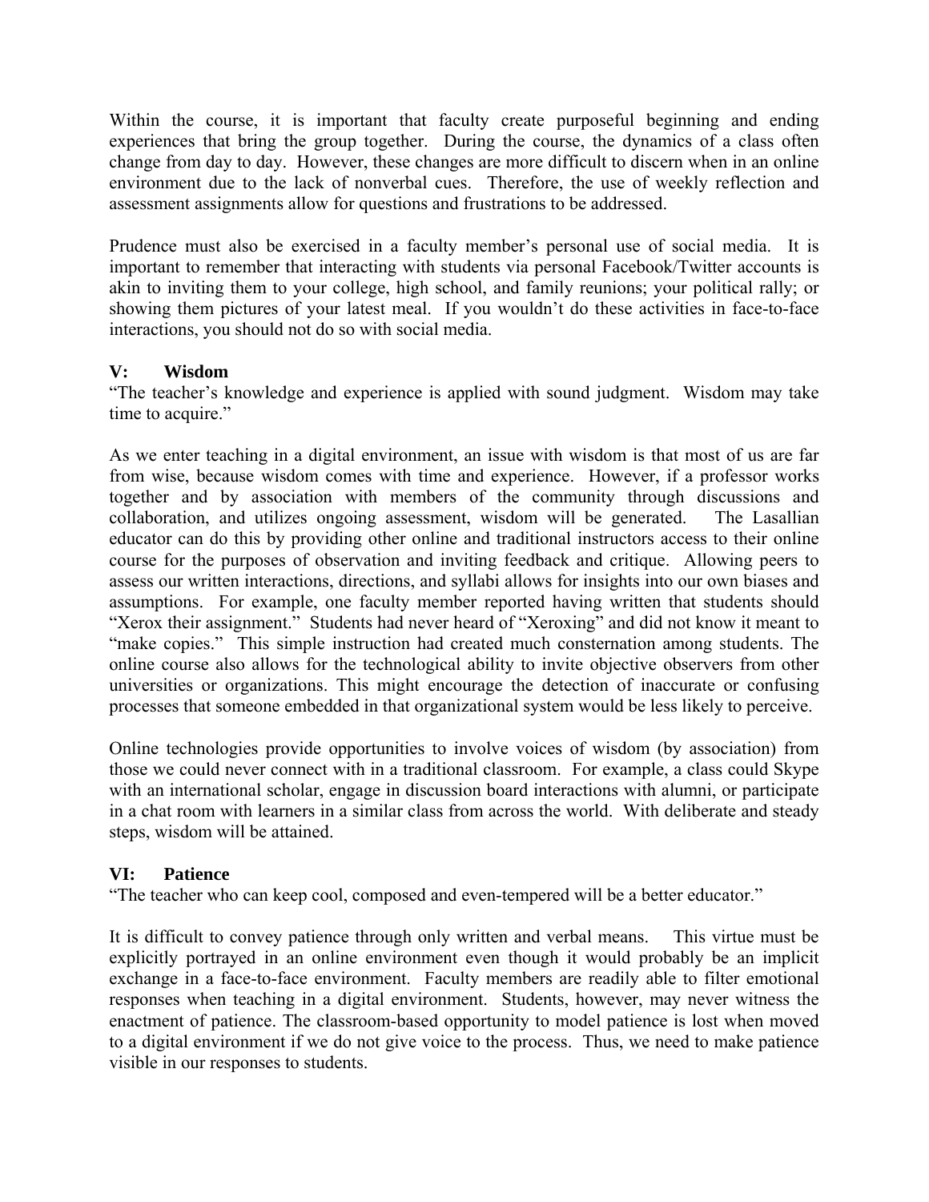Within the course, it is important that faculty create purposeful beginning and ending experiences that bring the group together. During the course, the dynamics of a class often change from day to day. However, these changes are more difficult to discern when in an online environment due to the lack of nonverbal cues. Therefore, the use of weekly reflection and assessment assignments allow for questions and frustrations to be addressed.

Prudence must also be exercised in a faculty member's personal use of social media. It is important to remember that interacting with students via personal Facebook/Twitter accounts is akin to inviting them to your college, high school, and family reunions; your political rally; or showing them pictures of your latest meal. If you wouldn't do these activities in face-to-face interactions, you should not do so with social media.

### V: Wisdom

"The teacher's knowledge and experience is applied with sound judgment. Wisdom may take time to acquire."

As we enter teaching in a digital environment, an issue with wisdom is that most of us are far from wise, because wisdom comes with time and experience. However, if a professor works together and by association with members of the community through discussions and collaboration, and utilizes ongoing assessment, wisdom will be generated. The Lasallian educator can do this by providing other online and traditional instructors access to their online course for the purposes of observation and inviting feedback and critique. Allowing peers to assess our written interactions, directions, and syllabi allows for insights into our own biases and assumptions. For example, one faculty member reported having written that students should "Xerox their assignment." Students had never heard of "Xeroxing" and did not know it meant to "make copies." This simple instruction had created much consternation among students. The online course also allows for the technological ability to invite objective observers from other universities or organizations. This might encourage the detection of inaccurate or confusing processes that someone embedded in that organizational system would be less likely to perceive.

Online technologies provide opportunities to involve voices of wisdom (by association) from those we could never connect with in a traditional classroom. For example, a class could Skype with an international scholar, engage in discussion board interactions with alumni, or participate in a chat room with learners in a similar class from across the world. With deliberate and steady steps, wisdom will be attained.

### VI: Patience

"The teacher who can keep cool, composed and even-tempered will be a better educator."

It is difficult to convey patience through only written and verbal means. This virtue must be explicitly portrayed in an online environment even though it would probably be an implicit exchange in a face-to-face environment. Faculty members are readily able to filter emotional responses when teaching in a digital environment. Students, however, may never witness the enactment of patience. The classroom-based opportunity to model patience is lost when moved to a digital environment if we do not give voice to the process. Thus, we need to make patience visible in our responses to students.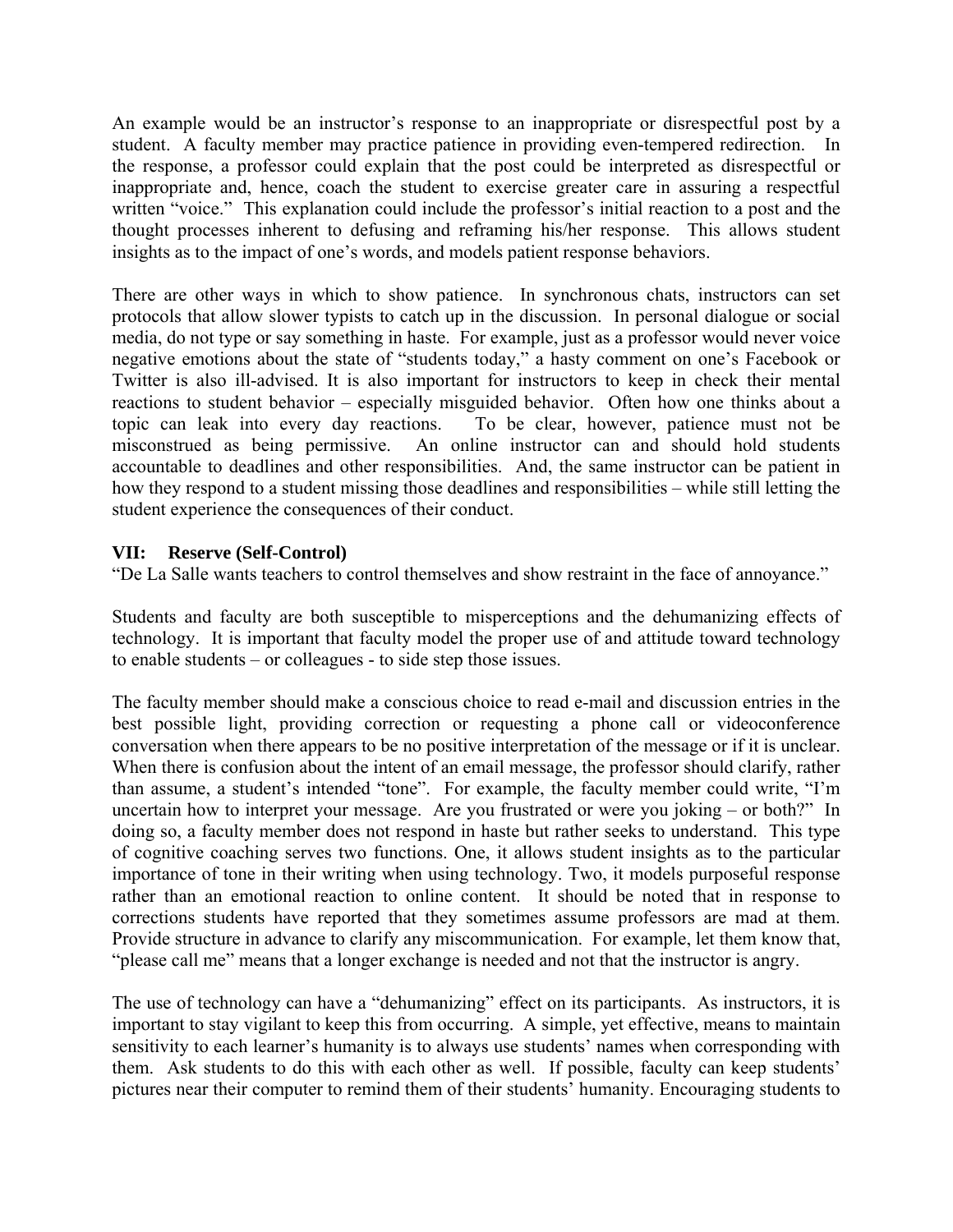An example would be an instructor's response to an inappropriate or disrespectful post by a student. A faculty member may practice patience in providing even-tempered redirection. In the response, a professor could explain that the post could be interpreted as disrespectful or inappropriate and, hence, coach the student to exercise greater care in assuring a respectful written "voice." This explanation could include the professor's initial reaction to a post and the thought processes inherent to defusing and reframing his/her response. This allows student insights as to the impact of one's words, and models patient response behaviors.

There are other ways in which to show patience. In synchronous chats, instructors can set protocols that allow slower typists to catch up in the discussion. In personal dialogue or social media, do not type or say something in haste. For example, just as a professor would never voice negative emotions about the state of "students today," a hasty comment on one's Facebook or Twitter is also ill-advised. It is also important for instructors to keep in check their mental reactions to student behavior – especially misguided behavior. Often how one thinks about a topic can leak into every day reactions. To be clear, however, patience must not be misconstrued as being permissive. An online instructor can and should hold students accountable to deadlines and other responsibilities. And, the same instructor can be patient in how they respond to a student missing those deadlines and responsibilities – while still letting the student experience the consequences of their conduct.

### VII: Reserve (Self-Control)

"De La Salle wants teachers to control themselves and show restraint in the face of annoyance."

Students and faculty are both susceptible to misperceptions and the dehumanizing effects of technology. It is important that faculty model the proper use of and attitude toward technology to enable students – or colleagues - to side step those issues.

The faculty member should make a conscious choice to read e-mail and discussion entries in the best possible light, providing correction or requesting a phone call or videoconference conversation when there appears to be no positive interpretation of the message or if it is unclear. When there is confusion about the intent of an email message, the professor should clarify, rather than assume, a student's intended "tone". For example, the faculty member could write, "I'm uncertain how to interpret your message. Are you frustrated or were you joking – or both?" In doing so, a faculty member does not respond in haste but rather seeks to understand. This type of cognitive coaching serves two functions. One, it allows student insights as to the particular importance of tone in their writing when using technology. Two, it models purposeful response rather than an emotional reaction to online content. It should be noted that in response to corrections students have reported that they sometimes assume professors are mad at them. Provide structure in advance to clarify any miscommunication. For example, let them know that, "please call me" means that a longer exchange is needed and not that the instructor is angry.

The use of technology can have a "dehumanizing" effect on its participants. As instructors, it is important to stay vigilant to keep this from occurring. A simple, yet effective, means to maintain sensitivity to each learner's humanity is to always use students' names when corresponding with them. Ask students to do this with each other as well. If possible, faculty can keep students' pictures near their computer to remind them of their students' humanity. Encouraging students to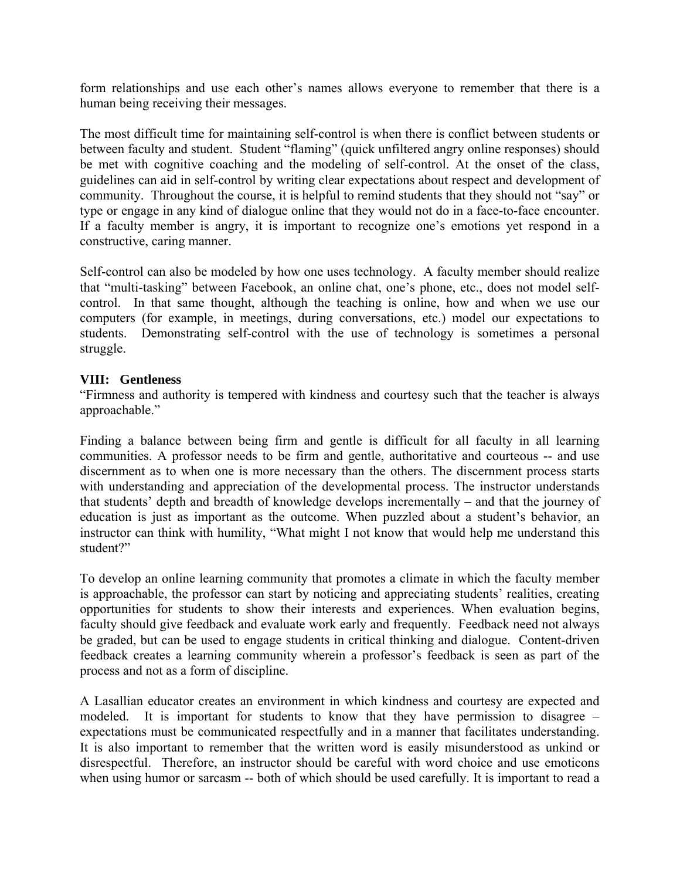form relationships and use each other's names allows everyone to remember that there is a human being receiving their messages.

The most difficult time for maintaining self-control is when there is conflict between students or between faculty and student. Student "flaming" (quick unfiltered angry online responses) should be met with cognitive coaching and the modeling of self-control. At the onset of the class, guidelines can aid in self-control by writing clear expectations about respect and development of community. Throughout the course, it is helpful to remind students that they should not "say" or type or engage in any kind of dialogue online that they would not do in a face-to-face encounter. If a faculty member is angry, it is important to recognize one's emotions yet respond in a constructive, caring manner.

Self-control can also be modeled by how one uses technology. A faculty member should realize that "multi-tasking" between Facebook, an online chat, one's phone, etc., does not model self-control. In that same thought, although the teaching is online, how and when we use our computers (for example, in meetings, during conversations, etc.) model our expectations to students. Demonstrating self-control with the use of technology is sometimes a personal struggle.

**VIII: Gentleness**

"Firmness and authority is tempered with kindness and courtesy such that the teacher is always approachable."

Finding a balance between being firm and gentle is difficult for all faculty in all learning communities. A professor needs to be firm and gentle, authoritative and courteous -- and use discernment as to when one is more necessary than the others. The discernment process starts with understanding and appreciation of the developmental process. The instructor understands that students' depth and breadth of knowledge develops incrementally – and that the journey of education is just as important as the outcome. When puzzled about a student's behavior, an instructor can think with humility, "What might I not know that would help me understand this student?"

To develop an online learning community that promotes a climate in which the faculty member is approachable, the professor can start by noticing and appreciating students' realities, creating opportunities for students to show their interests and experiences. When evaluation begins, faculty should give feedback and evaluate work early and frequently. Feedback need not always be graded, but can be used to engage students in critical thinking and dialogue. Content-driven feedback creates a learning community wherein a professor's feedback is seen as part of the process and not as a form of discipline.

A Lasallian educator creates an environment in which kindness and courtesy are expected and modeled. It is important for students to know that they have permission to disagree – expectations must be communicated respectfully and in a manner that facilitates understanding. It is also important to remember that the written word is easily misunderstood as unkind or disrespectful. Therefore, an instructor should be careful with word choice and use emoticons when using humor or sarcasm -- both of which should be used carefully. It is important to read a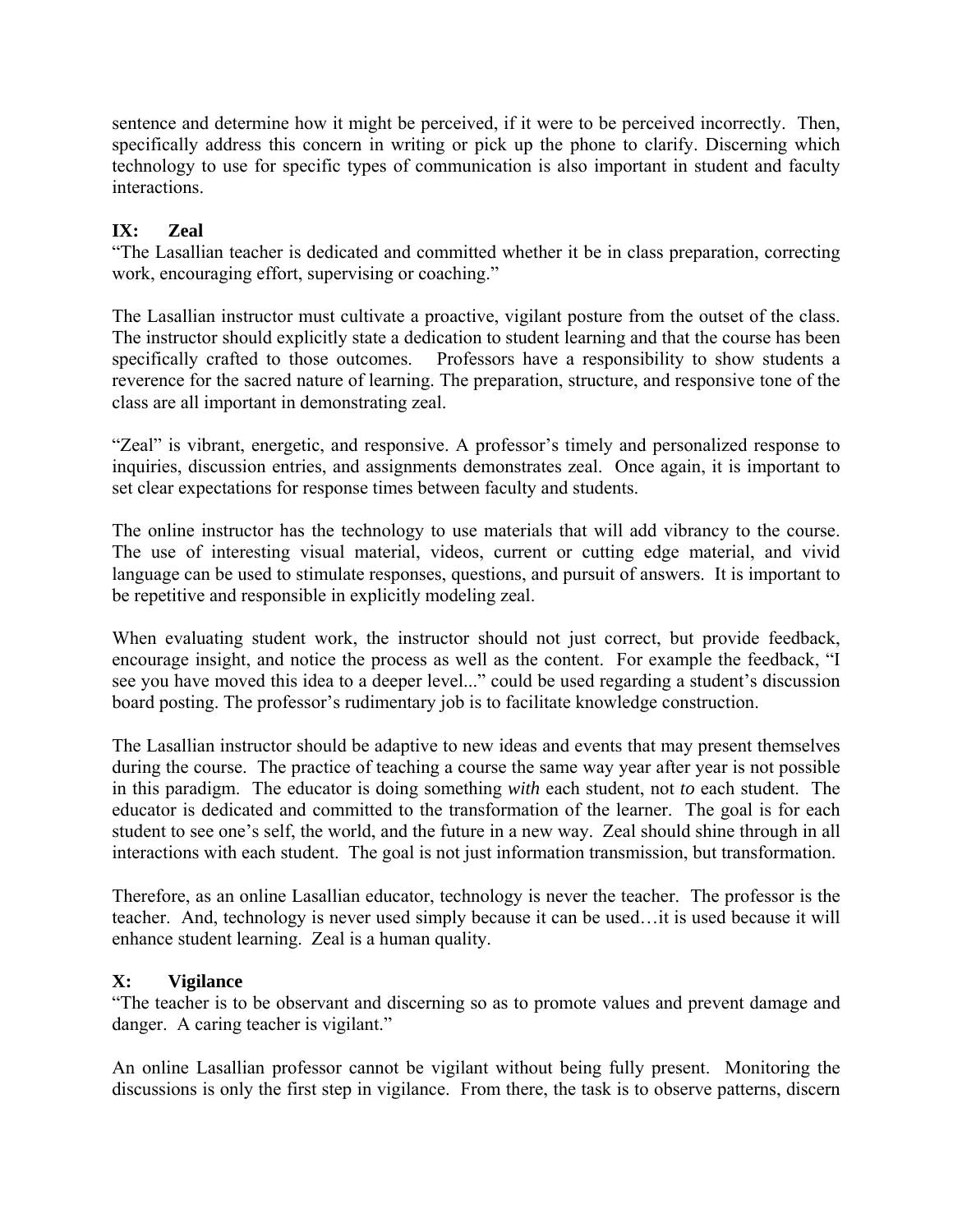sentence and determine how it might be perceived, if it were to be perceived incorrectly. Then, specifically address this concern in writing or pick up the phone to clarify. Discerning which technology to use for specific types of communication is also important in student and faculty interactions.

## IX: Zeal

"The Lasallian teacher is dedicated and committed whether it be in class preparation, correcting work, encouraging effort, supervising or coaching."

The Lasallian instructor must cultivate a proactive, vigilant posture from the outset of the class. The instructor should explicitly state a dedication to student learning and that the course has been specifically crafted to those outcomes. Professors have a responsibility to show students a reverence for the sacred nature of learning. The preparation, structure, and responsive tone of the class are all important in demonstrating zeal.

"Zeal" is vibrant, energetic, and responsive. A professor's timely and personalized response to inquiries, discussion entries, and assignments demonstrates zeal. Once again, it is important to set clear expectations for response times between faculty and students.

The online instructor has the technology to use materials that will add vibrancy to the course. The use of interesting visual material, videos, current or cutting edge material, and vivid language can be used to stimulate responses, questions, and pursuit of answers. It is important to be repetitive and responsible in explicitly modeling zeal.

When evaluating student work, the instructor should not just correct, but provide feedback, encourage insight, and notice the process as well as the content. For example the feedback, "I see you have moved this idea to a deeper level..." could be used regarding a student's discussion board posting. The professor's rudimentary job is to facilitate knowledge construction.

The Lasallian instructor should be adaptive to new ideas and events that may present themselves during the course. The practice of teaching a course the same way year after year is not possible in this paradigm. The educator is doing something *with* each student, not *to* each student. The educator is dedicated and committed to the transformation of the learner. The goal is for each student to see one's self, the world, and the future in a new way. Zeal should shine through in all interactions with each student. The goal is not just information transmission, but transformation.

Therefore, as an online Lasallian educator, technology is never the teacher. The professor is the teacher. And, technology is never used simply because it can be used…it is used because it will enhance student learning. Zeal is a human quality.

## X: Vigilance

"The teacher is to be observant and discerning so as to promote values and prevent damage and danger. A caring teacher is vigilant."

An online Lasallian professor cannot be vigilant without being fully present. Monitoring the discussions is only the first step in vigilance. From there, the task is to observe patterns, discern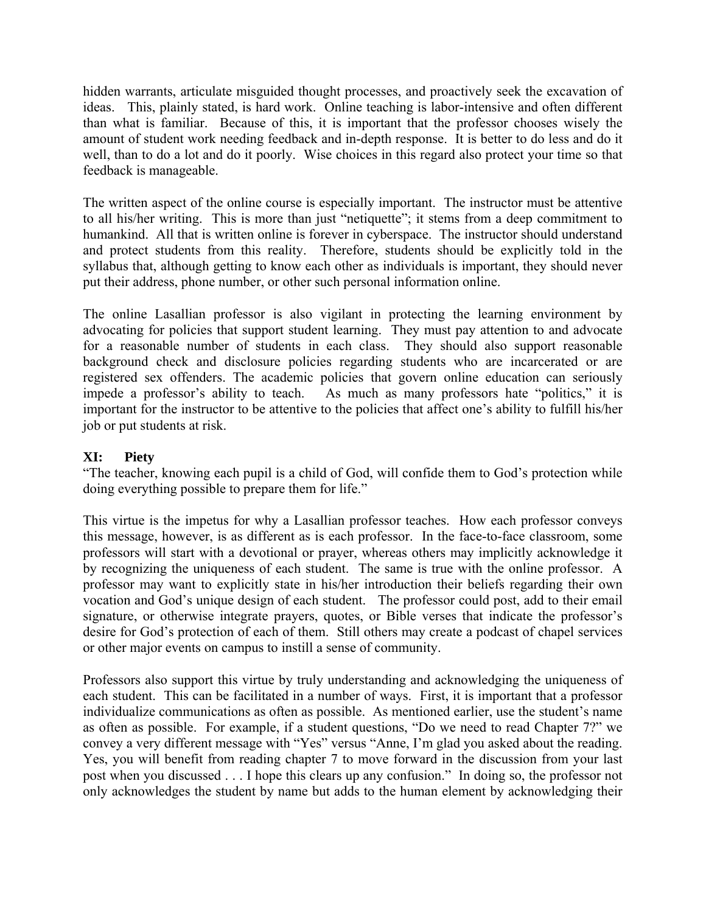hidden warrants, articulate misguided thought processes, and proactively seek the excavation of ideas. This, plainly stated, is hard work. Online teaching is labor-intensive and often different than what is familiar. Because of this, it is important that the professor chooses wisely the amount of student work needing feedback and in-depth response. It is better to do less and do it well, than to do a lot and do it poorly. Wise choices in this regard also protect your time so that feedback is manageable.

The written aspect of the online course is especially important. The instructor must be attentive to all his/her writing. This is more than just "netiquette"; it stems from a deep commitment to humankind. All that is written online is forever in cyberspace. The instructor should understand and protect students from this reality. Therefore, students should be explicitly told in the syllabus that, although getting to know each other as individuals is important, they should never put their address, phone number, or other such personal information online.

The online Lasallian professor is also vigilant in protecting the learning environment by advocating for policies that support student learning. They must pay attention to and advocate for a reasonable number of students in each class. They should also support reasonable background check and disclosure policies regarding students who are incarcerated or are registered sex offenders. The academic policies that govern online education can seriously impede a professor's ability to teach. As much as many professors hate "politics," it is important for the instructor to be attentive to the policies that affect one's ability to fulfill his/her job or put students at risk.

## XI: Piety

"The teacher, knowing each pupil is a child of God, will confide them to God's protection while doing everything possible to prepare them for life."

This virtue is the impetus for why a Lasallian professor teaches. How each professor conveys this message, however, is as different as is each professor. In the face-to-face classroom, some professors will start with a devotional or prayer, whereas others may implicitly acknowledge it by recognizing the uniqueness of each student. The same is true with the online professor. A professor may want to explicitly state in his/her introduction their beliefs regarding their own vocation and God's unique design of each student. The professor could post, add to their email signature, or otherwise integrate prayers, quotes, or Bible verses that indicate the professor's desire for God's protection of each of them. Still others may create a podcast of chapel services or other major events on campus to instill a sense of community.

Professors also support this virtue by truly understanding and acknowledging the uniqueness of each student. This can be facilitated in a number of ways. First, it is important that a professor individualize communications as often as possible. As mentioned earlier, use the student's name as often as possible. For example, if a student questions, "Do we need to read Chapter 7?" we convey a very different message with "Yes" versus "Anne, I'm glad you asked about the reading. Yes, you will benefit from reading chapter 7 to move forward in the discussion from your last post when you discussed . . . I hope this clears up any confusion." In doing so, the professor not only acknowledges the student by name but adds to the human element by acknowledging their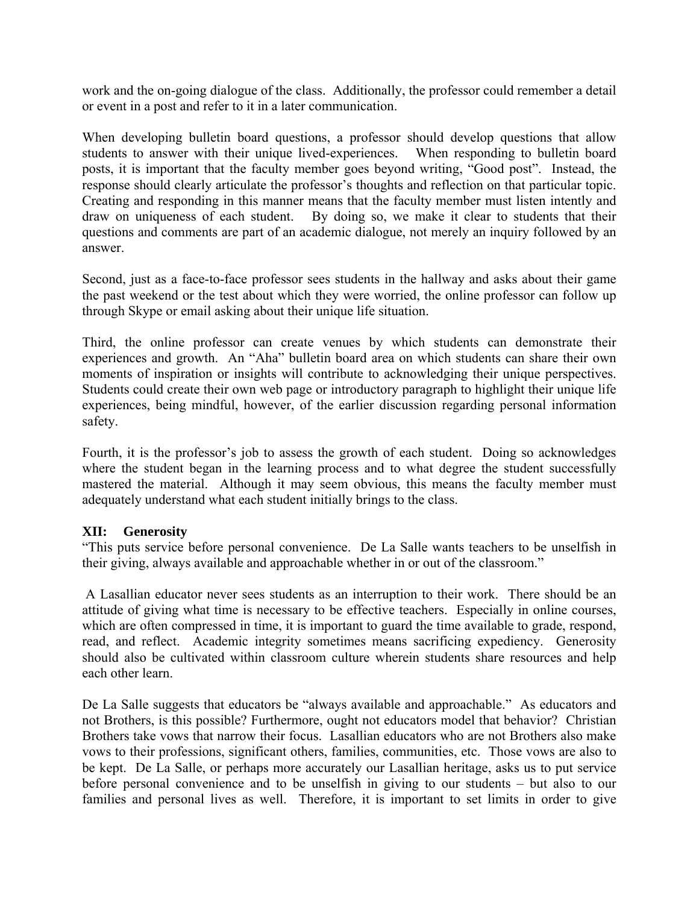work and the on-going dialogue of the class. Additionally, the professor could remember a detail or event in a post and refer to it in a later communication.

When developing bulletin board questions, a professor should develop questions that allow students to answer with their unique lived-experiences. When responding to bulletin board posts, it is important that the faculty member goes beyond writing, "Good post". Instead, the response should clearly articulate the professor's thoughts and reflection on that particular topic. Creating and responding in this manner means that the faculty member must listen intently and draw on uniqueness of each student. By doing so, we make it clear to students that their questions and comments are part of an academic dialogue, not merely an inquiry followed by an answer.

Second, just as a face-to-face professor sees students in the hallway and asks about their game the past weekend or the test about which they were worried, the online professor can follow up through Skype or email asking about their unique life situation.

Third, the online professor can create venues by which students can demonstrate their experiences and growth. An "Aha" bulletin board area on which students can share their own moments of inspiration or insights will contribute to acknowledging their unique perspectives. Students could create their own web page or introductory paragraph to highlight their unique life experiences, being mindful, however, of the earlier discussion regarding personal information safety.

Fourth, it is the professor's job to assess the growth of each student. Doing so acknowledges where the student began in the learning process and to what degree the student successfully mastered the material. Although it may seem obvious, this means the faculty member must adequately understand what each student initially brings to the class.

### XII: Generosity

"This puts service before personal convenience. De La Salle wants teachers to be unselfish in their giving, always available and approachable whether in or out of the classroom."

A Lasallian educator never sees students as an interruption to their work. There should be an attitude of giving what time is necessary to be effective teachers. Especially in online courses, which are often compressed in time, it is important to guard the time available to grade, respond, read, and reflect. Academic integrity sometimes means sacrificing expediency. Generosity should also be cultivated within classroom culture wherein students share resources and help each other learn.

De La Salle suggests that educators be "always available and approachable." As educators and not Brothers, is this possible? Furthermore, ought not educators model that behavior? Christian Brothers take vows that narrow their focus. Lasallian educators who are not Brothers also make vows to their professions, significant others, families, communities, etc. Those vows are also to be kept. De La Salle, or perhaps more accurately our Lasallian heritage, asks us to put service before personal convenience and to be unselfish in giving to our students – but also to our families and personal lives as well. Therefore, it is important to set limits in order to give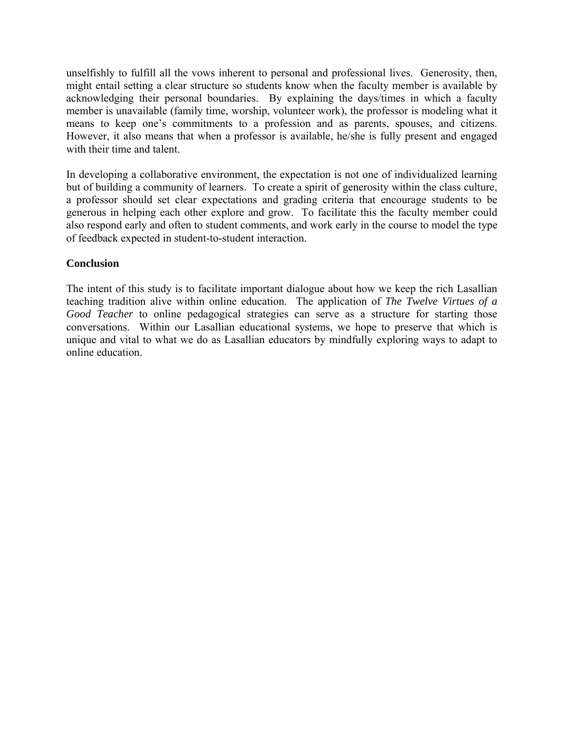unselfishly to fulfill all the vows inherent to personal and professional lives. Generosity, then, might entail setting a clear structure so students know when the faculty member is available by acknowledging their personal boundaries. By explaining the days/times in which a faculty member is unavailable (family time, worship, volunteer work), the professor is modeling what it means to keep one's commitments to a profession and as parents, spouses, and citizens. However, it also means that when a professor is available, he/she is fully present and engaged with their time and talent.

In developing a collaborative environment, the expectation is not one of individualized learning but of building a community of learners. To create a spirit of generosity within the class culture, a professor should set clear expectations and grading criteria that encourage students to be generous in helping each other explore and grow. To facilitate this the faculty member could also respond early and often to student comments, and work early in the course to model the type of feedback expected in student-to-student interaction.

## Conclusion

The intent of this study is to facilitate important dialogue about how we keep the rich Lasallian teaching tradition alive within online education. The application of *The Twelve Virtues of a Good Teacher* to online pedagogical strategies can serve as a structure for starting those conversations. Within our Lasallian educational systems, we hope to preserve that which is unique and vital to what we do as Lasallian educators by mindfully exploring ways to adapt to online education.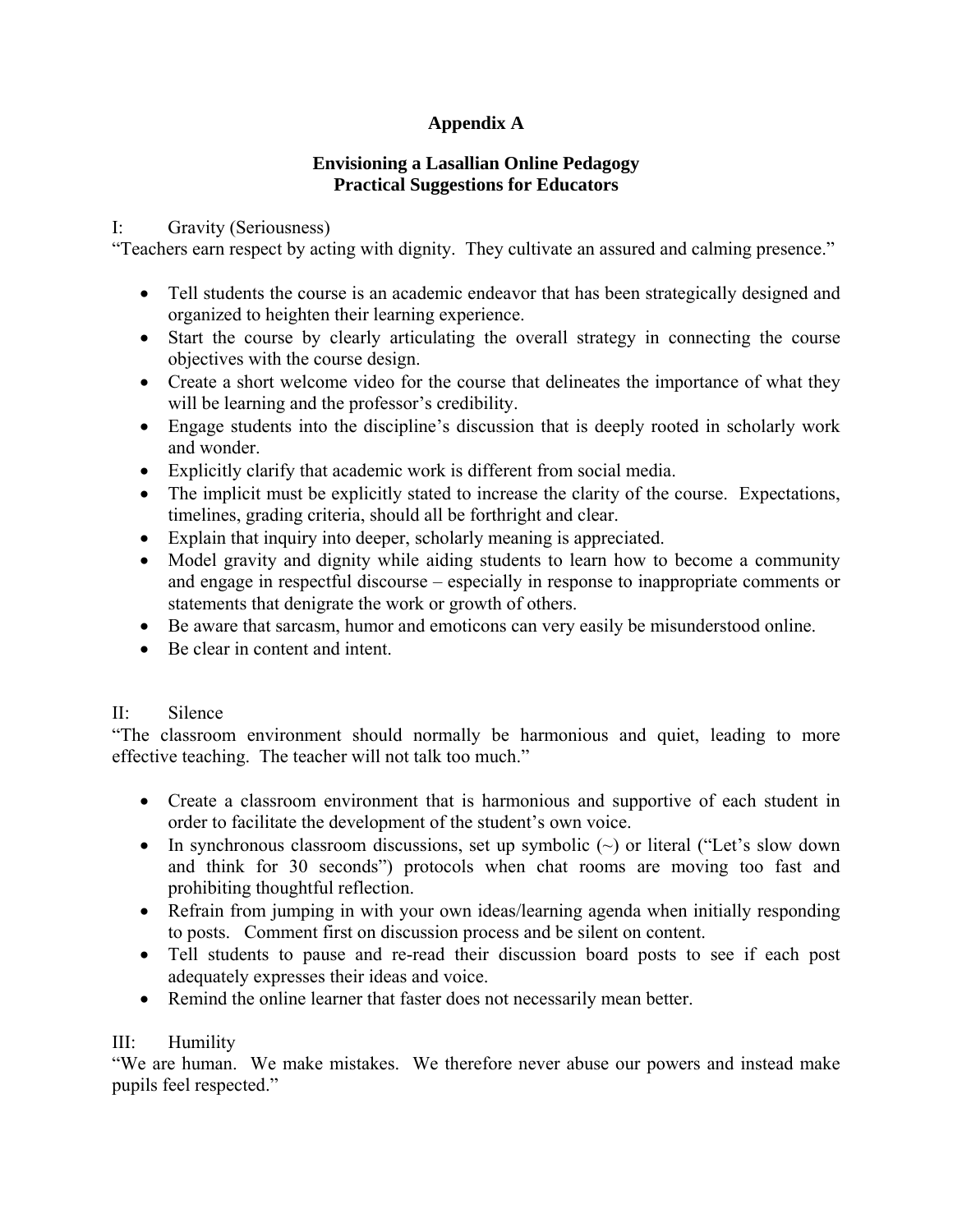# Appendix A

## Envisioning a Lasallian Online Pedagogy
## Practical Suggestions for Educators

I: Gravity (Seriousness)

"Teachers earn respect by acting with dignity. They cultivate an assured and calming presence."

- Tell students the course is an academic endeavor that has been strategically designed and organized to heighten their learning experience.
- Start the course by clearly articulating the overall strategy in connecting the course objectives with the course design.
- Create a short welcome video for the course that delineates the importance of what they will be learning and the professor's credibility.
- Engage students into the discipline's discussion that is deeply rooted in scholarly work and wonder.
- Explicitly clarify that academic work is different from social media.
- The implicit must be explicitly stated to increase the clarity of the course. Expectations, timelines, grading criteria, should all be forthright and clear.
- Explain that inquiry into deeper, scholarly meaning is appreciated.
- Model gravity and dignity while aiding students to learn how to become a community and engage in respectful discourse – especially in response to inappropriate comments or statements that denigrate the work or growth of others.
- Be aware that sarcasm, humor and emoticons can very easily be misunderstood online.
- Be clear in content and intent.

II: Silence

"The classroom environment should normally be harmonious and quiet, leading to more effective teaching. The teacher will not talk too much."

- Create a classroom environment that is harmonious and supportive of each student in order to facilitate the development of the student's own voice.
- In synchronous classroom discussions, set up symbolic (~) or literal ("Let's slow down and think for 30 seconds") protocols when chat rooms are moving too fast and prohibiting thoughtful reflection.
- Refrain from jumping in with your own ideas/learning agenda when initially responding to posts. Comment first on discussion process and be silent on content.
- Tell students to pause and re-read their discussion board posts to see if each post adequately expresses their ideas and voice.
- Remind the online learner that faster does not necessarily mean better.

III: Humility

"We are human. We make mistakes. We therefore never abuse our powers and instead make pupils feel respected."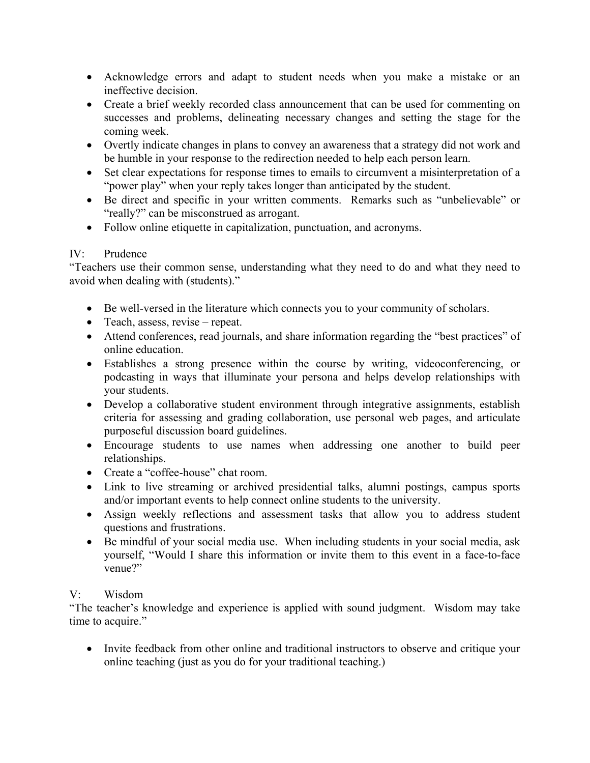- Acknowledge errors and adapt to student needs when you make a mistake or an ineffective decision.
- Create a brief weekly recorded class announcement that can be used for commenting on successes and problems, delineating necessary changes and setting the stage for the coming week.
- Overtly indicate changes in plans to convey an awareness that a strategy did not work and be humble in your response to the redirection needed to help each person learn.
- Set clear expectations for response times to emails to circumvent a misinterpretation of a "power play" when your reply takes longer than anticipated by the student.
- Be direct and specific in your written comments. Remarks such as "unbelievable" or "really?" can be misconstrued as arrogant.
- Follow online etiquette in capitalization, punctuation, and acronyms.

## IV: Prudence

"Teachers use their common sense, understanding what they need to do and what they need to avoid when dealing with (students)."

- Be well-versed in the literature which connects you to your community of scholars.
- Teach, assess, revise – repeat.
- Attend conferences, read journals, and share information regarding the "best practices" of online education.
- Establishes a strong presence within the course by writing, videoconferencing, or podcasting in ways that illuminate your persona and helps develop relationships with your students.
- Develop a collaborative student environment through integrative assignments, establish criteria for assessing and grading collaboration, use personal web pages, and articulate purposeful discussion board guidelines.
- Encourage students to use names when addressing one another to build peer relationships.
- Create a "coffee-house" chat room.
- Link to live streaming or archived presidential talks, alumni postings, campus sports and/or important events to help connect online students to the university.
- Assign weekly reflections and assessment tasks that allow you to address student questions and frustrations.
- Be mindful of your social media use. When including students in your social media, ask yourself, "Would I share this information or invite them to this event in a face-to-face venue?"

## V: Wisdom

"The teacher's knowledge and experience is applied with sound judgment. Wisdom may take time to acquire."

- Invite feedback from other online and traditional instructors to observe and critique your online teaching (just as you do for your traditional teaching.)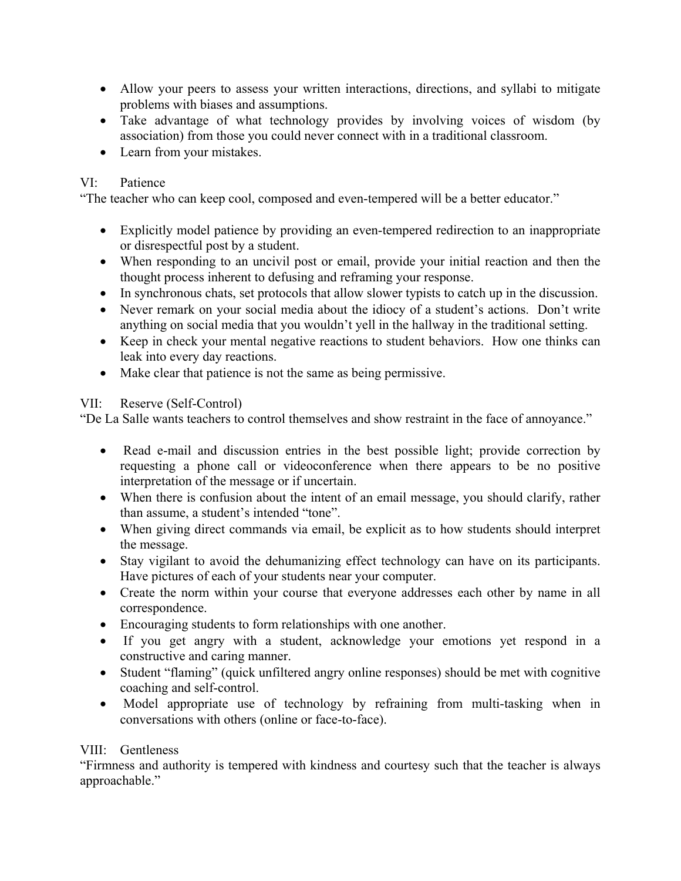- Allow your peers to assess your written interactions, directions, and syllabi to mitigate problems with biases and assumptions.
- Take advantage of what technology provides by involving voices of wisdom (by association) from those you could never connect with in a traditional classroom.
- Learn from your mistakes.

VI: Patience

"The teacher who can keep cool, composed and even-tempered will be a better educator."

- Explicitly model patience by providing an even-tempered redirection to an inappropriate or disrespectful post by a student.
- When responding to an uncivil post or email, provide your initial reaction and then the thought process inherent to defusing and reframing your response.
- In synchronous chats, set protocols that allow slower typists to catch up in the discussion.
- Never remark on your social media about the idiocy of a student's actions. Don't write anything on social media that you wouldn't yell in the hallway in the traditional setting.
- Keep in check your mental negative reactions to student behaviors. How one thinks can leak into every day reactions.
- Make clear that patience is not the same as being permissive.

VII: Reserve (Self-Control)

"De La Salle wants teachers to control themselves and show restraint in the face of annoyance."

- Read e-mail and discussion entries in the best possible light; provide correction by requesting a phone call or videoconference when there appears to be no positive interpretation of the message or if uncertain.
- When there is confusion about the intent of an email message, you should clarify, rather than assume, a student's intended "tone".
- When giving direct commands via email, be explicit as to how students should interpret the message.
- Stay vigilant to avoid the dehumanizing effect technology can have on its participants. Have pictures of each of your students near your computer.
- Create the norm within your course that everyone addresses each other by name in all correspondence.
- Encouraging students to form relationships with one another.
- If you get angry with a student, acknowledge your emotions yet respond in a constructive and caring manner.
- Student "flaming" (quick unfiltered angry online responses) should be met with cognitive coaching and self-control.
- Model appropriate use of technology by refraining from multi-tasking when in conversations with others (online or face-to-face).

VIII: Gentleness

"Firmness and authority is tempered with kindness and courtesy such that the teacher is always approachable."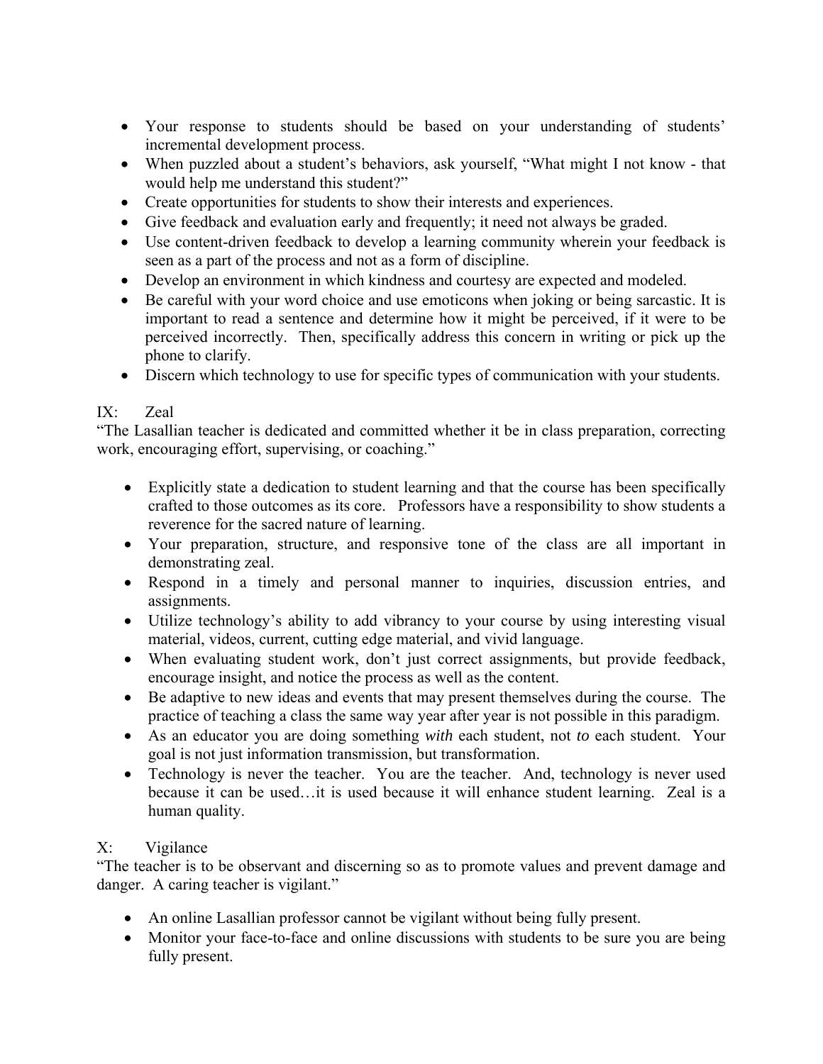- Your response to students should be based on your understanding of students' incremental development process.
- When puzzled about a student's behaviors, ask yourself, "What might I not know - that would help me understand this student?"
- Create opportunities for students to show their interests and experiences.
- Give feedback and evaluation early and frequently; it need not always be graded.
- Use content-driven feedback to develop a learning community wherein your feedback is seen as a part of the process and not as a form of discipline.
- Develop an environment in which kindness and courtesy are expected and modeled.
- Be careful with your word choice and use emoticons when joking or being sarcastic. It is important to read a sentence and determine how it might be perceived, if it were to be perceived incorrectly. Then, specifically address this concern in writing or pick up the phone to clarify.
- Discern which technology to use for specific types of communication with your students.

## IX: Zeal

"The Lasallian teacher is dedicated and committed whether it be in class preparation, correcting work, encouraging effort, supervising, or coaching."

- Explicitly state a dedication to student learning and that the course has been specifically crafted to those outcomes as its core. Professors have a responsibility to show students a reverence for the sacred nature of learning.
- Your preparation, structure, and responsive tone of the class are all important in demonstrating zeal.
- Respond in a timely and personal manner to inquiries, discussion entries, and assignments.
- Utilize technology's ability to add vibrancy to your course by using interesting visual material, videos, current, cutting edge material, and vivid language.
- When evaluating student work, don't just correct assignments, but provide feedback, encourage insight, and notice the process as well as the content.
- Be adaptive to new ideas and events that may present themselves during the course. The practice of teaching a class the same way year after year is not possible in this paradigm.
- As an educator you are doing something *with* each student, not *to* each student. Your goal is not just information transmission, but transformation.
- Technology is never the teacher. You are the teacher. And, technology is never used because it can be used…it is used because it will enhance student learning. Zeal is a human quality.

## X: Vigilance

"The teacher is to be observant and discerning so as to promote values and prevent damage and danger. A caring teacher is vigilant."

- An online Lasallian professor cannot be vigilant without being fully present.
- Monitor your face-to-face and online discussions with students to be sure you are being fully present.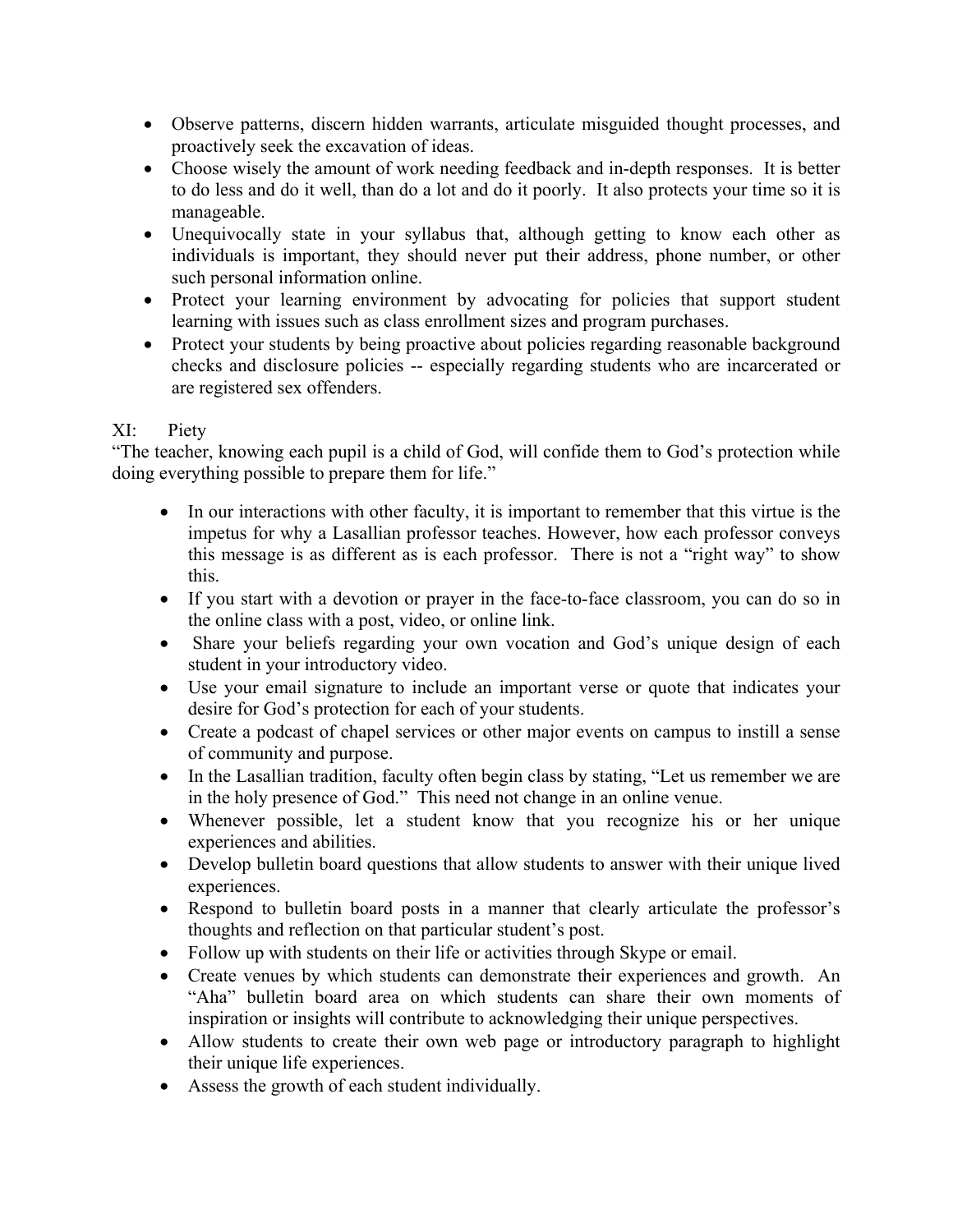- Observe patterns, discern hidden warrants, articulate misguided thought processes, and proactively seek the excavation of ideas.
- Choose wisely the amount of work needing feedback and in-depth responses. It is better to do less and do it well, than do a lot and do it poorly. It also protects your time so it is manageable.
- Unequivocally state in your syllabus that, although getting to know each other as individuals is important, they should never put their address, phone number, or other such personal information online.
- Protect your learning environment by advocating for policies that support student learning with issues such as class enrollment sizes and program purchases.
- Protect your students by being proactive about policies regarding reasonable background checks and disclosure policies -- especially regarding students who are incarcerated or are registered sex offenders.

XI: Piety

"The teacher, knowing each pupil is a child of God, will confide them to God's protection while doing everything possible to prepare them for life."

- In our interactions with other faculty, it is important to remember that this virtue is the impetus for why a Lasallian professor teaches. However, how each professor conveys this message is as different as is each professor. There is not a "right way" to show this.
- If you start with a devotion or prayer in the face-to-face classroom, you can do so in the online class with a post, video, or online link.
- Share your beliefs regarding your own vocation and God's unique design of each student in your introductory video.
- Use your email signature to include an important verse or quote that indicates your desire for God's protection for each of your students.
- Create a podcast of chapel services or other major events on campus to instill a sense of community and purpose.
- In the Lasallian tradition, faculty often begin class by stating, "Let us remember we are in the holy presence of God." This need not change in an online venue.
- Whenever possible, let a student know that you recognize his or her unique experiences and abilities.
- Develop bulletin board questions that allow students to answer with their unique lived experiences.
- Respond to bulletin board posts in a manner that clearly articulate the professor's thoughts and reflection on that particular student's post.
- Follow up with students on their life or activities through Skype or email.
- Create venues by which students can demonstrate their experiences and growth. An "Aha" bulletin board area on which students can share their own moments of inspiration or insights will contribute to acknowledging their unique perspectives.
- Allow students to create their own web page or introductory paragraph to highlight their unique life experiences.
- Assess the growth of each student individually.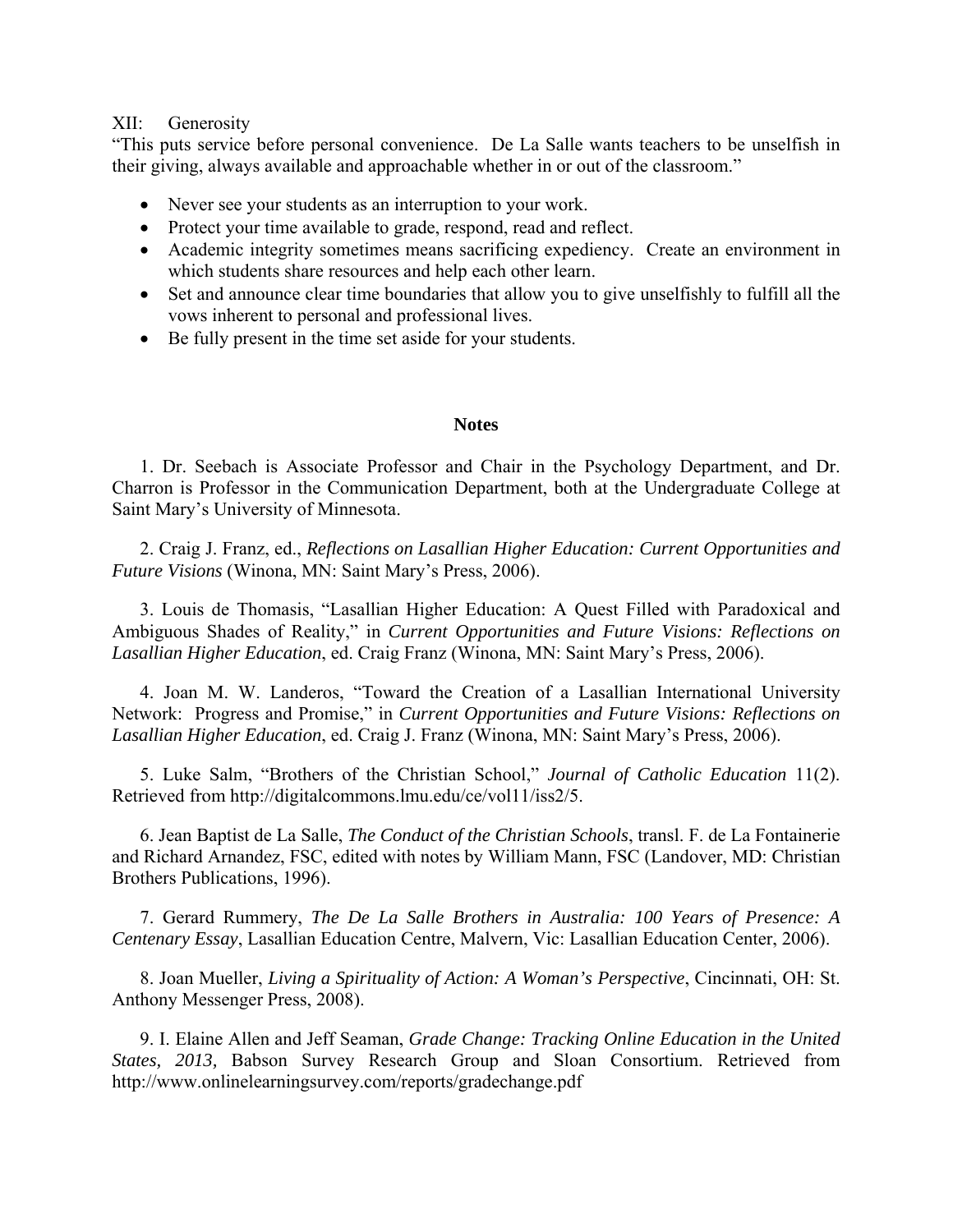XII: Generosity

"This puts service before personal convenience. De La Salle wants teachers to be unselfish in their giving, always available and approachable whether in or out of the classroom."

- Never see your students as an interruption to your work.
- Protect your time available to grade, respond, read and reflect.
- Academic integrity sometimes means sacrificing expediency. Create an environment in which students share resources and help each other learn.
- Set and announce clear time boundaries that allow you to give unselfishly to fulfill all the vows inherent to personal and professional lives.
- Be fully present in the time set aside for your students.

## Notes

1. Dr. Seebach is Associate Professor and Chair in the Psychology Department, and Dr. Charron is Professor in the Communication Department, both at the Undergraduate College at Saint Mary's University of Minnesota.

2. Craig J. Franz, ed., *Reflections on Lasallian Higher Education: Current Opportunities and Future Visions* (Winona, MN: Saint Mary's Press, 2006).

3. Louis de Thomasis, "Lasallian Higher Education: A Quest Filled with Paradoxical and Ambiguous Shades of Reality," in *Current Opportunities and Future Visions: Reflections on Lasallian Higher Education*, ed. Craig Franz (Winona, MN: Saint Mary's Press, 2006).

4. Joan M. W. Landeros, "Toward the Creation of a Lasallian International University Network: Progress and Promise," in *Current Opportunities and Future Visions: Reflections on Lasallian Higher Education*, ed. Craig J. Franz (Winona, MN: Saint Mary's Press, 2006).

5. Luke Salm, "Brothers of the Christian School," *Journal of Catholic Education* 11(2). Retrieved from http://digitalcommons.lmu.edu/ce/vol11/iss2/5.

6. Jean Baptist de La Salle, *The Conduct of the Christian Schools*, transl. F. de La Fontainerie and Richard Arnandez, FSC, edited with notes by William Mann, FSC (Landover, MD: Christian Brothers Publications, 1996).

7. Gerard Rummery, *The De La Salle Brothers in Australia: 100 Years of Presence: A Centenary Essay*, Lasallian Education Centre, Malvern, Vic: Lasallian Education Center, 2006).

8. Joan Mueller, *Living a Spirituality of Action: A Woman's Perspective*, Cincinnati, OH: St. Anthony Messenger Press, 2008).

9. I. Elaine Allen and Jeff Seaman, *Grade Change: Tracking Online Education in the United States, 2013,* Babson Survey Research Group and Sloan Consortium. Retrieved from http://www.onlinelearningsurvey.com/reports/gradechange.pdf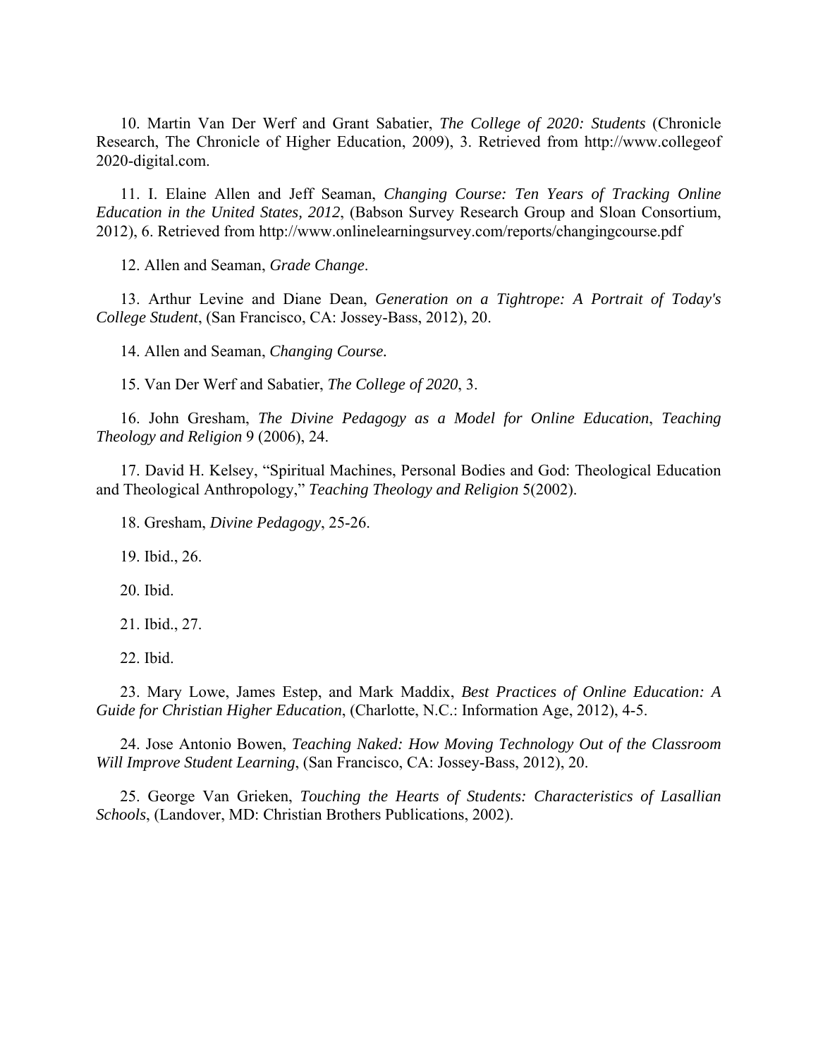10. Martin Van Der Werf and Grant Sabatier, *The College of 2020: Students* (Chronicle Research, The Chronicle of Higher Education, 2009), 3. Retrieved from http://www.collegeof 2020-digital.com.

11. I. Elaine Allen and Jeff Seaman, *Changing Course: Ten Years of Tracking Online Education in the United States, 2012*, (Babson Survey Research Group and Sloan Consortium, 2012), 6. Retrieved from http://www.onlinelearningsurvey.com/reports/changingcourse.pdf

12. Allen and Seaman, *Grade Change*.

13. Arthur Levine and Diane Dean, *Generation on a Tightrope: A Portrait of Today's College Student*, (San Francisco, CA: Jossey-Bass, 2012), 20.

14. Allen and Seaman, *Changing Course.*

15. Van Der Werf and Sabatier, *The College of 2020*, 3.

16. John Gresham, *The Divine Pedagogy as a Model for Online Education*, *Teaching Theology and Religion* 9 (2006), 24.

17. David H. Kelsey, "Spiritual Machines, Personal Bodies and God: Theological Education and Theological Anthropology," *Teaching Theology and Religion* 5(2002).

18. Gresham, *Divine Pedagogy*, 25-26.

19. Ibid., 26.

20. Ibid.

21. Ibid., 27.

22. Ibid.

23. Mary Lowe, James Estep, and Mark Maddix, *Best Practices of Online Education: A Guide for Christian Higher Education*, (Charlotte, N.C.: Information Age, 2012), 4-5.

24. Jose Antonio Bowen, *Teaching Naked: How Moving Technology Out of the Classroom Will Improve Student Learning*, (San Francisco, CA: Jossey-Bass, 2012), 20.

25. George Van Grieken, *Touching the Hearts of Students: Characteristics of Lasallian Schools*, (Landover, MD: Christian Brothers Publications, 2002).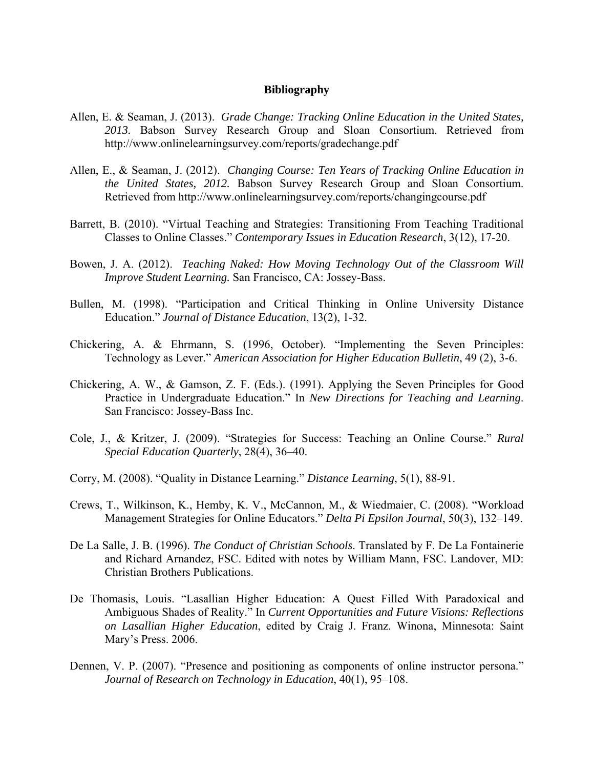**Bibliography**

Allen, E. & Seaman, J. (2013). *Grade Change: Tracking Online Education in the United States, 2013.* Babson Survey Research Group and Sloan Consortium. Retrieved from http://www.onlinelearningsurvey.com/reports/gradechange.pdf

Allen, E., & Seaman, J. (2012). *Changing Course: Ten Years of Tracking Online Education in the United States, 2012.* Babson Survey Research Group and Sloan Consortium. Retrieved from http://www.onlinelearningsurvey.com/reports/changingcourse.pdf

Barrett, B. (2010). "Virtual Teaching and Strategies: Transitioning From Teaching Traditional Classes to Online Classes." *Contemporary Issues in Education Research*, 3(12), 17-20.

Bowen, J. A. (2012). *Teaching Naked: How Moving Technology Out of the Classroom Will Improve Student Learning.* San Francisco, CA: Jossey-Bass.

Bullen, M. (1998). "Participation and Critical Thinking in Online University Distance Education." *Journal of Distance Education*, 13(2), 1-32.

Chickering, A. & Ehrmann, S. (1996, October). "Implementing the Seven Principles: Technology as Lever." *American Association for Higher Education Bulletin*, 49 (2), 3-6.

Chickering, A. W., & Gamson, Z. F. (Eds.). (1991). Applying the Seven Principles for Good Practice in Undergraduate Education." In *New Directions for Teaching and Learning*. San Francisco: Jossey-Bass Inc.

Cole, J., & Kritzer, J. (2009). "Strategies for Success: Teaching an Online Course." *Rural Special Education Quarterly*, 28(4), 36–40.

Corry, M. (2008). "Quality in Distance Learning." *Distance Learning*, 5(1), 88-91.

Crews, T., Wilkinson, K., Hemby, K. V., McCannon, M., & Wiedmaier, C. (2008). "Workload Management Strategies for Online Educators." *Delta Pi Epsilon Journal*, 50(3), 132–149.

De La Salle, J. B. (1996). *The Conduct of Christian Schools*. Translated by F. De La Fontainerie and Richard Arnandez, FSC. Edited with notes by William Mann, FSC. Landover, MD: Christian Brothers Publications.

De Thomasis, Louis. "Lasallian Higher Education: A Quest Filled With Paradoxical and Ambiguous Shades of Reality." In *Current Opportunities and Future Visions: Reflections on Lasallian Higher Education*, edited by Craig J. Franz. Winona, Minnesota: Saint Mary's Press. 2006.

Dennen, V. P. (2007). "Presence and positioning as components of online instructor persona." *Journal of Research on Technology in Education*, 40(1), 95–108.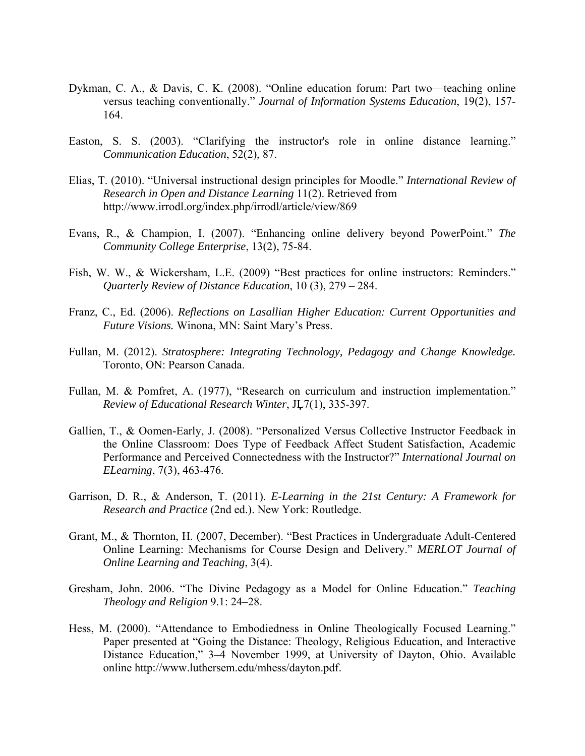Dykman, C. A., & Davis, C. K. (2008). “Online education forum: Part two—teaching online versus teaching conventionally.” *Journal of Information Systems Education*, 19(2), 157-164.

Easton, S. S. (2003). “Clarifying the instructor's role in online distance learning.” *Communication Education*, 52(2), 87.

Elias, T. (2010). “Universal instructional design principles for Moodle.” *International Review of Research in Open and Distance Learning* 11(2). Retrieved from http://www.irrodl.org/index.php/irrodl/article/view/869

Evans, R., & Champion, I. (2007). “Enhancing online delivery beyond PowerPoint.” *The Community College Enterprise*, 13(2), 75-84.

Fish, W. W., & Wickersham, L.E. (2009) “Best practices for online instructors: Reminders.” *Quarterly Review of Distance Education*, 10 (3), 279 – 284.

Franz, C., Ed. (2006). ***Reflections on Lasallian Higher Education: Current Opportunities and Future Visions.*** Winona, MN: Saint Mary’s Press.

Fullan, M. (2012). *Stratosphere: Integrating Technology, Pedagogy and Change Knowledge.* Toronto, ON: Pearson Canada.

Fullan, M. & Pomfret, A. (1977), “Research on curriculum and instruction implementation.” *Review of Educational Research Winter*, JĻ7(1), 335-397.

Gallien, T., & Oomen-Early, J. (2008). “Personalized Versus Collective Instructor Feedback in the Online Classroom: Does Type of Feedback Affect Student Satisfaction, Academic Performance and Perceived Connectedness with the Instructor?” *International Journal on ELearning*, 7(3), 463-476.

Garrison, D. R., & Anderson, T. (2011). *E-Learning in the 21st Century: A Framework for Research and Practice* (2nd ed.). New York: Routledge.

Grant, M., & Thornton, H. (2007, December). “Best Practices in Undergraduate Adult-Centered Online Learning: Mechanisms for Course Design and Delivery.” *MERLOT Journal of Online Learning and Teaching*, 3(4).

Gresham, John. 2006. “The Divine Pedagogy as a Model for Online Education.” *Teaching Theology and Religion* 9.1: 24–28.

Hess, M. (2000). “Attendance to Embodiedness in Online Theologically Focused Learning.” Paper presented at “Going the Distance: Theology, Religious Education, and Interactive Distance Education,” 3–4 November 1999, at University of Dayton, Ohio. Available online http://www.luthersem.edu/mhess/dayton.pdf.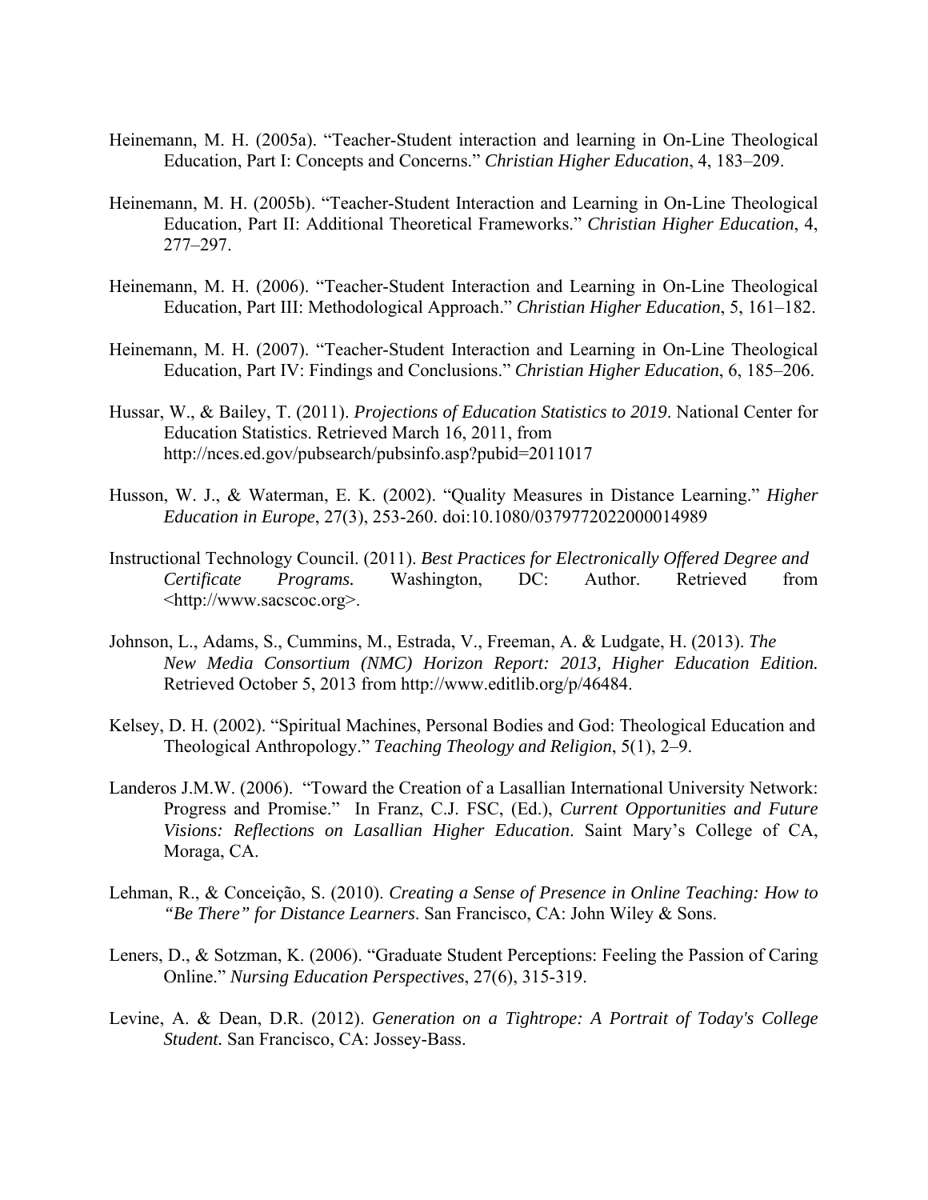Heinemann, M. H. (2005a). “Teacher-Student interaction and learning in On-Line Theological Education, Part I: Concepts and Concerns.” *Christian Higher Education*, 4, 183–209.

Heinemann, M. H. (2005b). “Teacher-Student Interaction and Learning in On-Line Theological Education, Part II: Additional Theoretical Frameworks.” *Christian Higher Education*, 4, 277–297.

Heinemann, M. H. (2006). “Teacher-Student Interaction and Learning in On-Line Theological Education, Part III: Methodological Approach.” *Christian Higher Education*, 5, 161–182.

Heinemann, M. H. (2007). “Teacher-Student Interaction and Learning in On-Line Theological Education, Part IV: Findings and Conclusions.” *Christian Higher Education*, 6, 185–206.

Hussar, W., & Bailey, T. (2011). *Projections of Education Statistics to 2019*. National Center for Education Statistics. Retrieved March 16, 2011, from http://nces.ed.gov/pubsearch/pubsinfo.asp?pubid=2011017

Husson, W. J., & Waterman, E. K. (2002). “Quality Measures in Distance Learning.” *Higher Education in Europe*, 27(3), 253-260. doi:10.1080/0379772022000014989

Instructional Technology Council. (2011). *Best Practices for Electronically Offered Degree and Certificate Programs.* Washington, DC: Author. Retrieved from <http://www.sacscoc.org>.

Johnson, L., Adams, S., Cummins, M., Estrada, V., Freeman, A. & Ludgate, H. (2013). *The New Media Consortium (NMC) Horizon Report: 2013, Higher Education Edition.* Retrieved October 5, 2013 from http://www.editlib.org/p/46484.

Kelsey, D. H. (2002). “Spiritual Machines, Personal Bodies and God: Theological Education and Theological Anthropology.” *Teaching Theology and Religion*, 5(1), 2–9.

Landeros J.M.W. (2006). “Toward the Creation of a Lasallian International University Network: Progress and Promise.” In Franz, C.J. FSC, (Ed.), *Current Opportunities and Future Visions: Reflections on Lasallian Higher Education*. Saint Mary’s College of CA, Moraga, CA.

Lehman, R., & Conceição, S. (2010). *Creating a Sense of Presence in Online Teaching: How to “Be There” for Distance Learners*. San Francisco, CA: John Wiley & Sons.

Leners, D., & Sotzman, K. (2006). “Graduate Student Perceptions: Feeling the Passion of Caring Online.” *Nursing Education Perspectives*, 27(6), 315-319.

Levine, A. & Dean, D.R. (2012). *Generation on a Tightrope: A Portrait of Today's College Student.* San Francisco, CA: Jossey-Bass.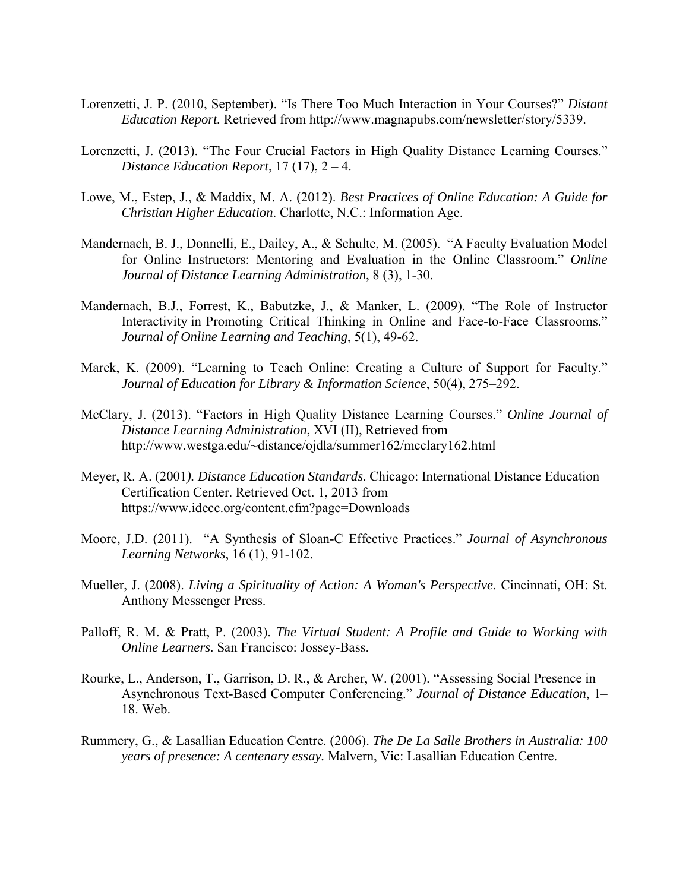Lorenzetti, J. P. (2010, September). “Is There Too Much Interaction in Your Courses?” *Distant Education Report.* Retrieved from http://www.magnapubs.com/newsletter/story/5339.

Lorenzetti, J. (2013). “The Four Crucial Factors in High Quality Distance Learning Courses.” *Distance Education Report*, 17 (17), 2 – 4.

Lowe, M., Estep, J., & Maddix, M. A. (2012). *Best Practices of Online Education: A Guide for Christian Higher Education*. Charlotte, N.C.: Information Age.

Mandernach, B. J., Donnelli, E., Dailey, A., & Schulte, M. (2005). “A Faculty Evaluation Model for Online Instructors: Mentoring and Evaluation in the Online Classroom.” *Online Journal of Distance Learning Administration*, 8 (3), 1-30.

Mandernach, B.J., Forrest, K., Babutzke, J., & Manker, L. (2009). “The Role of Instructor Interactivity in Promoting Critical Thinking in Online and Face-to-Face Classrooms.” *Journal of Online Learning and Teaching*, 5(1), 49-62.

Marek, K. (2009). “Learning to Teach Online: Creating a Culture of Support for Faculty.” *Journal of Education for Library & Information Science*, 50(4), 275–292.

McClary, J. (2013). “Factors in High Quality Distance Learning Courses.” *Online Journal of Distance Learning Administration*, XVI (II), Retrieved from http://www.westga.edu/~distance/ojdla/summer162/mcclary162.html

Meyer, R. A. (2001*). Distance Education Standards*. Chicago: International Distance Education Certification Center. Retrieved Oct. 1, 2013 from https://www.idecc.org/content.cfm?page=Downloads

Moore, J.D. (2011). “A Synthesis of Sloan-C Effective Practices.” *Journal of Asynchronous Learning Networks*, 16 (1), 91-102.

Mueller, J. (2008). *Living a Spirituality of Action: A Woman's Perspective*. Cincinnati, OH: St. Anthony Messenger Press.

Palloff, R. M. & Pratt, P. (2003). *The Virtual Student: A Profile and Guide to Working with Online Learners.* San Francisco: Jossey-Bass.

Rourke, L., Anderson, T., Garrison, D. R., & Archer, W. (2001). “Assessing Social Presence in Asynchronous Text-Based Computer Conferencing.” *Journal of Distance Education*, 1–18. Web.

Rummery, G., & Lasallian Education Centre. (2006). *The De La Salle Brothers in Australia: 100 years of presence: A centenary essay.* Malvern, Vic: Lasallian Education Centre.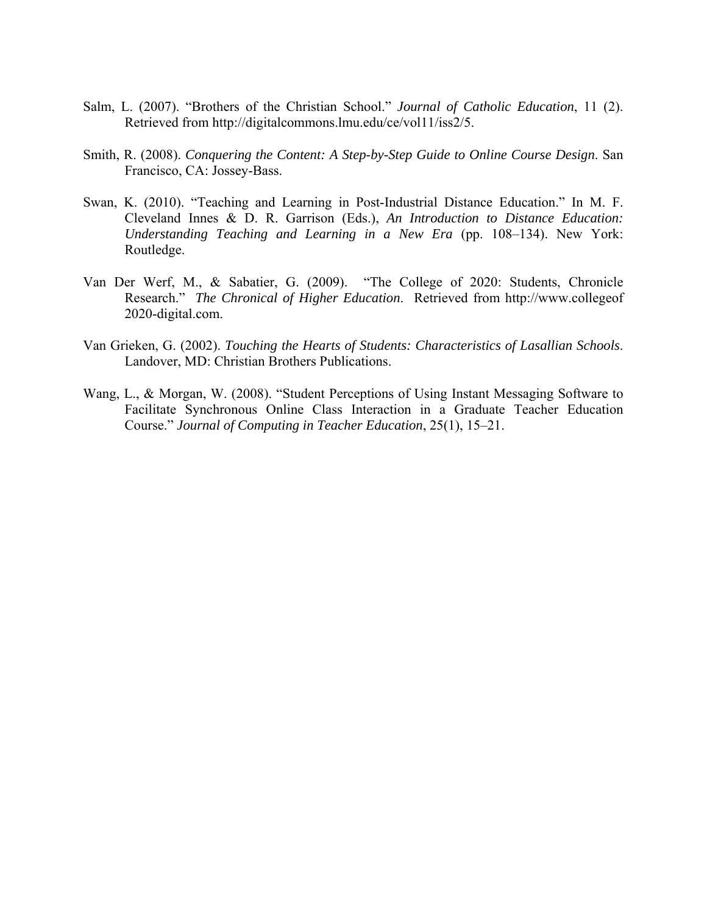Salm, L. (2007). “Brothers of the Christian School.” *Journal of Catholic Education*, 11 (2). Retrieved from http://digitalcommons.lmu.edu/ce/vol11/iss2/5.

Smith, R. (2008). *Conquering the Content: A Step-by-Step Guide to Online Course Design*. San Francisco, CA: Jossey-Bass.

Swan, K. (2010). “Teaching and Learning in Post-Industrial Distance Education.” In M. F. Cleveland Innes & D. R. Garrison (Eds.), *An Introduction to Distance Education: Understanding Teaching and Learning in a New Era* (pp. 108–134). New York: Routledge.

Van Der Werf, M., & Sabatier, G. (2009). “The College of 2020: Students, Chronicle Research.” *The Chronical of Higher Education*. Retrieved from http://www.collegeof2020-digital.com.

Van Grieken, G. (2002). *Touching the Hearts of Students: Characteristics of Lasallian Schools*. Landover, MD: Christian Brothers Publications.

Wang, L., & Morgan, W. (2008). “Student Perceptions of Using Instant Messaging Software to Facilitate Synchronous Online Class Interaction in a Graduate Teacher Education Course.” *Journal of Computing in Teacher Education*, 25(1), 15–21.